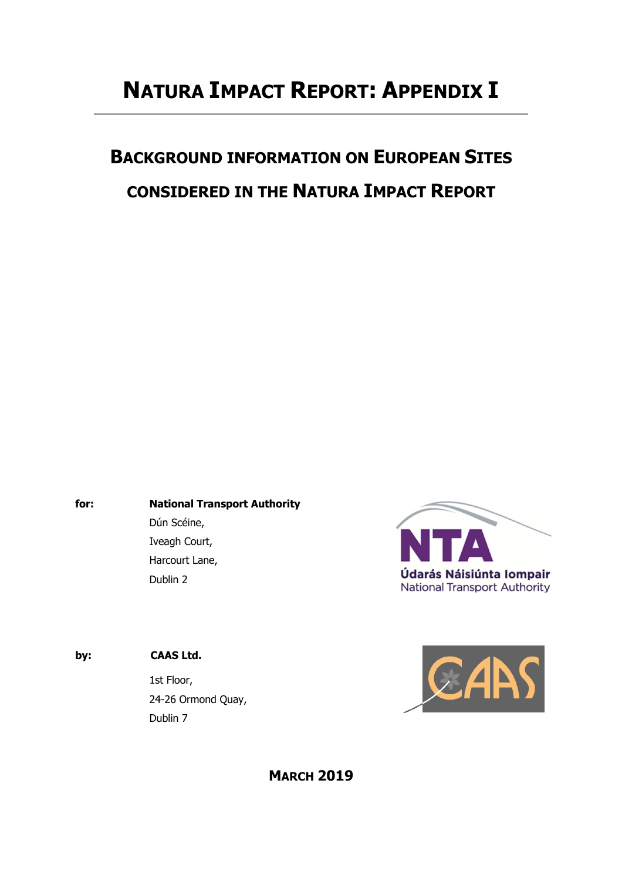# NATURA IMPACT REPORT: APPENDIX I

## BACKGROUND INFORMATION ON EUROPEAN SITES CONSIDERED IN THE NATURA IMPACT REPORT

**for:** **National Transport Authority**
Dún Scéine,
Iveagh Court,
Harcourt Lane,
Dublin 2

Údarás Náisiúnta Iompair
National Transport Authority

**by:** **CAAS Ltd.**
1st Floor,
24-26 Ormond Quay,
Dublin 7

**MARCH 2019**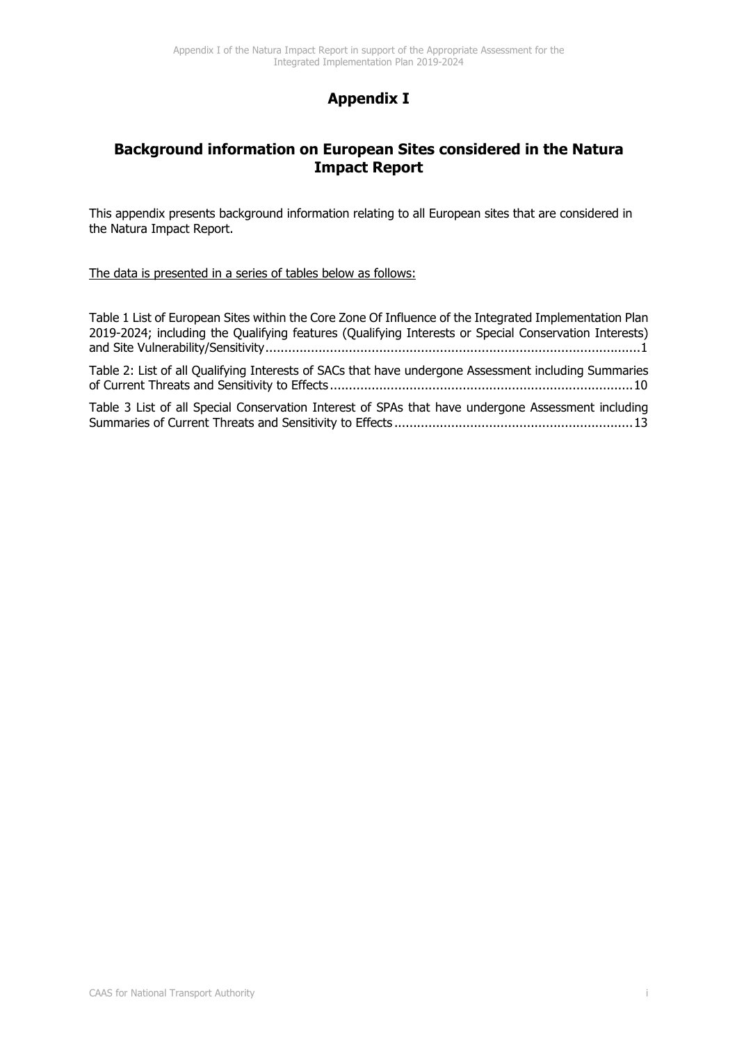# Appendix I

## Background information on European Sites considered in the Natura Impact Report

This appendix presents background information relating to all European sites that are considered in the Natura Impact Report.

The data is presented in a series of tables below as follows:

Table 1 List of European Sites within the Core Zone Of Influence of the Integrated Implementation Plan 2019-2024; including the Qualifying features (Qualifying Interests or Special Conservation Interests) and Site Vulnerability/Sensitivity ........................................................................................................ 1

Table 2: List of all Qualifying Interests of SACs that have undergone Assessment including Summaries of Current Threats and Sensitivity to Effects ................................................................................ 10

Table 3 List of all Special Conservation Interest of SPAs that have undergone Assessment including Summaries of Current Threats and Sensitivity to Effects ............................................................... 13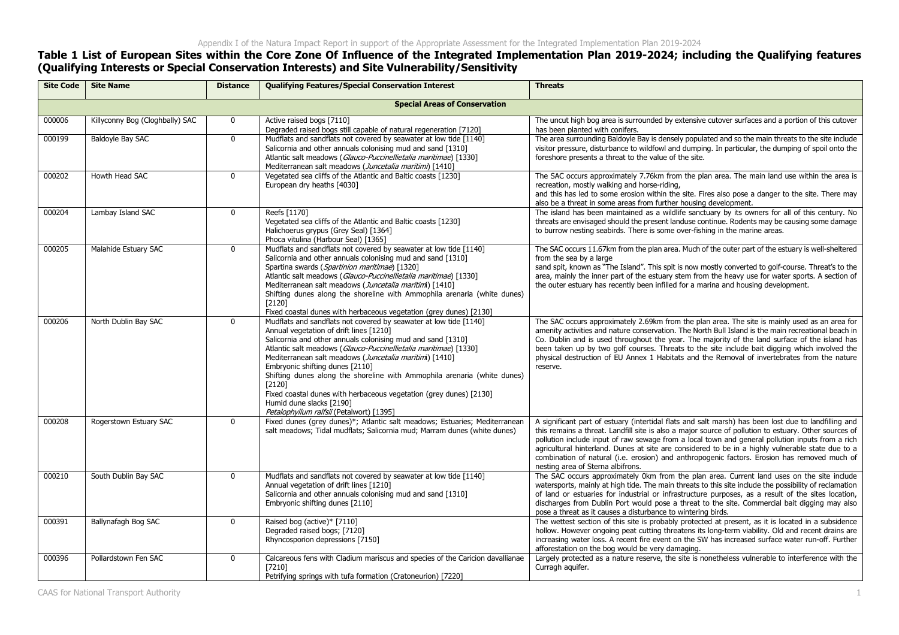**Table 1 List of European Sites within the Core Zone Of Influence of the Integrated Implementation Plan 2019-2024; including the Qualifying features (Qualifying Interests or Special Conservation Interests) and Site Vulnerability/Sensitivity**

| Site Code | Site Name | Distance | Qualifying Features/Special Conservation Interest | Threats |
|---|---|---|---|---|
| | | | **Special Areas of Conservation** | |
| 000006 | Killyconny Bog (Cloghbally) SAC | 0 | Active raised bogs [7110]<br>Degraded raised bogs still capable of natural regeneration [7120] | The uncut high bog area is surrounded by extensive cutover surfaces and a portion of this cutover has been planted with conifers. |
| 000199 | Baldoyle Bay SAC | 0 | Mudflats and sandflats not covered by seawater at low tide [1140]<br>Salicornia and other annuals colonising mud and sand [1310]<br>Atlantic salt meadows (*Glauco-Puccinellietalia maritimae*) [1330]<br>Mediterranean salt meadows (*Juncetalia maritimi*) [1410] | The area surrounding Baldoyle Bay is densely populated and so the main threats to the site include visitor pressure, disturbance to wildfowl and dumping. In particular, the dumping of spoil onto the foreshore presents a threat to the value of the site. |
| 000202 | Howth Head SAC | 0 | Vegetated sea cliffs of the Atlantic and Baltic coasts [1230]<br>European dry heaths [4030] | The SAC occurs approximately 7.76km from the plan area. The main land use within the area is recreation, mostly walking and horse-riding,<br>and this has led to some erosion within the site. Fires also pose a danger to the site. There may also be a threat in some areas from further housing development. |
| 000204 | Lambay Island SAC | 0 | Reefs [1170]<br>Vegetated sea cliffs of the Atlantic and Baltic coasts [1230]<br>Halichoerus grypus (Grey Seal) [1364]<br>Phoca vitulina (Harbour Seal) [1365] | The island has been maintained as a wildlife sanctuary by its owners for all of this century. No threats are envisaged should the present landuse continue. Rodents may be causing some damage to burrow nesting seabirds. There is some over-fishing in the marine areas. |
| 000205 | Malahide Estuary SAC | 0 | Mudflats and sandflats not covered by seawater at low tide [1140]<br>Salicornia and other annuals colonising mud and sand [1310]<br>Spartina swards (*Spartinion maritimae*) [1320]<br>Atlantic salt meadows (*Glauco-Puccinellietalia maritimae*) [1330]<br>Mediterranean salt meadows (*Juncetalia maritimi*) [1410]<br>Shifting dunes along the shoreline with Ammophila arenaria (white dunes) [2120]<br>Fixed coastal dunes with herbaceous vegetation (grey dunes) [2130] | The SAC occurs 11.67km from the plan area. Much of the outer part of the estuary is well-sheltered from the sea by a large<br>sand spit, known as "The Island". This spit is now mostly converted to golf-course. Threat's to the area, mainly the inner part of the estuary stem from the heavy use for water sports. A section of the outer estuary has recently been infilled for a marina and housing development. |
| 000206 | North Dublin Bay SAC | 0 | Mudflats and sandflats not covered by seawater at low tide [1140]<br>Annual vegetation of drift lines [1210]<br>Salicornia and other annuals colonising mud and sand [1310]<br>Atlantic salt meadows (*Glauco-Puccinellietalia maritimae*) [1330]<br>Mediterranean salt meadows (*Juncetalia maritimi*) [1410]<br>Embryonic shifting dunes [2110]<br>Shifting dunes along the shoreline with Ammophila arenaria (white dunes) [2120]<br>Fixed coastal dunes with herbaceous vegetation (grey dunes) [2130]<br>Humid dune slacks [2190]<br>*Petalophyllum ralfsii* (Petalwort) [1395] | The SAC occurs approximately 2.69km from the plan area. The site is mainly used as an area for amenity activities and nature conservation. The North Bull Island is the main recreational beach in Co. Dublin and is used throughout the year. The majority of the land surface of the island has been taken up by two golf courses. Threats to the site include bait digging which involved the physical destruction of EU Annex 1 Habitats and the Removal of invertebrates from the nature reserve. |
| 000208 | Rogerstown Estuary SAC | 0 | Fixed dunes (grey dunes)*; Atlantic salt meadows; Estuaries; Mediterranean salt meadows; Tidal mudflats; Salicornia mud; Marram dunes (white dunes) | A significant part of estuary (intertidal flats and salt marsh) has been lost due to landfilling and this remains a threat. Landfill site is also a major source of pollution to estuary. Other sources of pollution include input of raw sewage from a local town and general pollution inputs from a rich agricultural hinterland. Dunes at site are considered to be in a highly vulnerable state due to a combination of natural (i.e. erosion) and anthropogenic factors. Erosion has removed much of nesting area of Sterna albifrons. |
| 000210 | South Dublin Bay SAC | 0 | Mudflats and sandflats not covered by seawater at low tide [1140]<br>Annual vegetation of drift lines [1210]<br>Salicornia and other annuals colonising mud and sand [1310]<br>Embryonic shifting dunes [2110] | The SAC occurs approximately 0km from the plan area. Current land uses on the site include watersports, mainly at high tide. The main threats to this site include the possibility of reclamation of land or estuaries for industrial or infrastructure purposes, as a result of the sites location, discharges from Dublin Port would pose a threat to the site. Commercial bait digging may also pose a threat as it causes a disturbance to wintering birds. |
| 000391 | Ballynafagh Bog SAC | 0 | Raised bog (active)* [7110]<br>Degraded raised bogs; [7120]<br>Rhyncosporion depressions [7150] | The wettest section of this site is probably protected at present, as it is located in a subsidence hollow. However ongoing peat cutting threatens its long-term viability. Old and recent drains are increasing water loss. A recent fire event on the SW has increased surface water run-off. Further afforestation on the bog would be very damaging. |
| 000396 | Pollardstown Fen SAC | 0 | Calcareous fens with Cladium mariscus and species of the Caricion davallianae [7210]<br>Petrifying springs with tufa formation (Cratoneurion) [7220] | Largely protected as a nature reserve, the site is nonetheless vulnerable to interference with the Curragh aquifer. |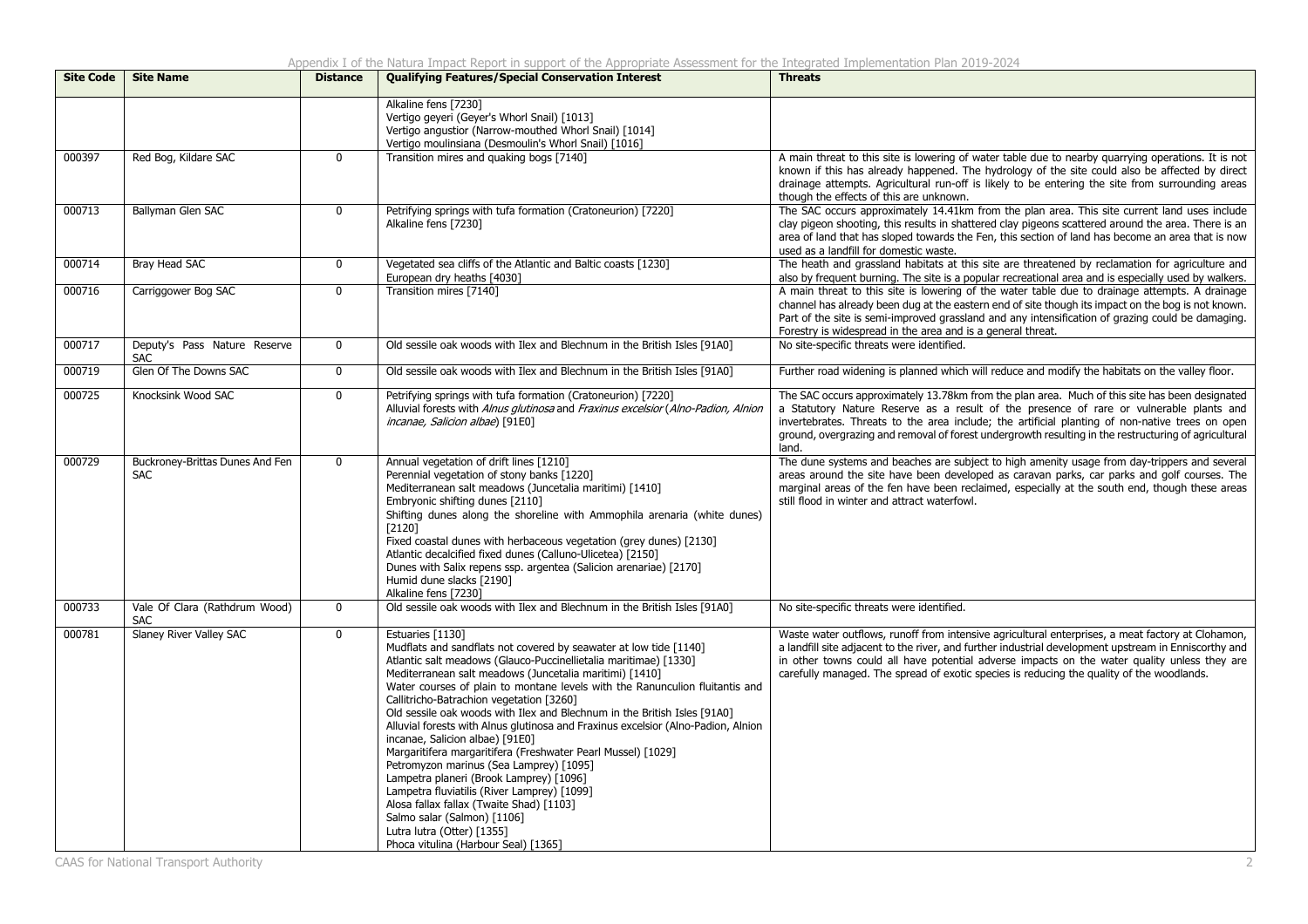| Site Code | Site Name | Distance | Qualifying Features/Special Conservation Interest | Threats |
|---|---|---|---|---|
| | | | Alkaline fens [7230]<br>Vertigo geyeri (Geyer's Whorl Snail) [1013]<br>Vertigo angustior (Narrow-mouthed Whorl Snail) [1014]<br>Vertigo moulinsiana (Desmoulin's Whorl Snail) [1016] | |
| 000397 | Red Bog, Kildare SAC | 0 | Transition mires and quaking bogs [7140] | A main threat to this site is lowering of water table due to nearby quarrying operations. It is not known if this has already happened. The hydrology of the site could also be affected by direct drainage attempts. Agricultural run-off is likely to be entering the site from surrounding areas though the effects of this are unknown. |
| 000713 | Ballyman Glen SAC | 0 | Petrifying springs with tufa formation (Cratoneurion) [7220]<br>Alkaline fens [7230] | The SAC occurs approximately 14.41km from the plan area. This site current land uses include clay pigeon shooting, this results in shattered clay pigeons scattered around the area. There is an area of land that has sloped towards the Fen, this section of land has become an area that is now used as a landfill for domestic waste. |
| 000714 | Bray Head SAC | 0 | Vegetated sea cliffs of the Atlantic and Baltic coasts [1230]<br>European dry heaths [4030] | The heath and grassland habitats at this site are threatened by reclamation for agriculture and also by frequent burning. The site is a popular recreational area and is especially used by walkers. |
| 000716 | Carriggower Bog SAC | 0 | Transition mires [7140] | A main threat to this site is lowering of the water table due to drainage attempts. A drainage channel has already been dug at the eastern end of site though its impact on the bog is not known. Part of the site is semi-improved grassland and any intensification of grazing could be damaging. Forestry is widespread in the area and is a general threat. |
| 000717 | Deputy's Pass Nature Reserve SAC | 0 | Old sessile oak woods with Ilex and Blechnum in the British Isles [91A0] | No site-specific threats were identified. |
| 000719 | Glen Of The Downs SAC | 0 | Old sessile oak woods with Ilex and Blechnum in the British Isles [91A0] | Further road widening is planned which will reduce and modify the habitats on the valley floor. |
| 000725 | Knocksink Wood SAC | 0 | Petrifying springs with tufa formation (Cratoneurion) [7220]<br>Alluvial forests with *Alnus glutinosa* and *Fraxinus excelsior* (*Alno-Padion, Alnion incanae, Salicion albae*) [91E0] | The SAC occurs approximately 13.78km from the plan area. Much of this site has been designated a Statutory Nature Reserve as a result of the presence of rare or vulnerable plants and invertebrates. Threats to the area include; the artificial planting of non-native trees on open ground, overgrazing and removal of forest undergrowth resulting in the restructuring of agricultural land. |
| 000729 | Buckroney-Brittas Dunes And Fen SAC | 0 | Annual vegetation of drift lines [1210]<br>Perennial vegetation of stony banks [1220]<br>Mediterranean salt meadows (Juncetalia maritimi) [1410]<br>Embryonic shifting dunes [2110]<br>Shifting dunes along the shoreline with Ammophila arenaria (white dunes) [2120]<br>Fixed coastal dunes with herbaceous vegetation (grey dunes) [2130]<br>Atlantic decalcified fixed dunes (Calluno-Ulicetea) [2150]<br>Dunes with Salix repens ssp. argentea (Salicion arenariae) [2170]<br>Humid dune slacks [2190]<br>Alkaline fens [7230] | The dune systems and beaches are subject to high amenity usage from day-trippers and several areas around the site have been developed as caravan parks, car parks and golf courses. The marginal areas of the fen have been reclaimed, especially at the south end, though these areas still flood in winter and attract waterfowl. |
| 000733 | Vale Of Clara (Rathdrum Wood) SAC | 0 | Old sessile oak woods with Ilex and Blechnum in the British Isles [91A0] | No site-specific threats were identified. |
| 000781 | Slaney River Valley SAC | 0 | Estuaries [1130]<br>Mudflats and sandflats not covered by seawater at low tide [1140]<br>Atlantic salt meadows (Glauco-Puccinellietalia maritimae) [1330]<br>Mediterranean salt meadows (Juncetalia maritimi) [1410]<br>Water courses of plain to montane levels with the Ranunculion fluitantis and Callitricho-Batrachion vegetation [3260]<br>Old sessile oak woods with Ilex and Blechnum in the British Isles [91A0]<br>Alluvial forests with Alnus glutinosa and Fraxinus excelsior (Alno-Padion, Alnion incanae, Salicion albae) [91E0]<br>Margaritifera margaritifera (Freshwater Pearl Mussel) [1029]<br>Petromyzon marinus (Sea Lamprey) [1095]<br>Lampetra planeri (Brook Lamprey) [1096]<br>Lampetra fluviatilis (River Lamprey) [1099]<br>Alosa fallax fallax (Twaite Shad) [1103]<br>Salmo salar (Salmon) [1106]<br>Lutra lutra (Otter) [1355]<br>Phoca vitulina (Harbour Seal) [1365] | Waste water outflows, runoff from intensive agricultural enterprises, a meat factory at Clohamon, a landfill site adjacent to the river, and further industrial development upstream in Enniscorthy and in other towns could all have potential adverse impacts on the water quality unless they are carefully managed. The spread of exotic species is reducing the quality of the woodlands. |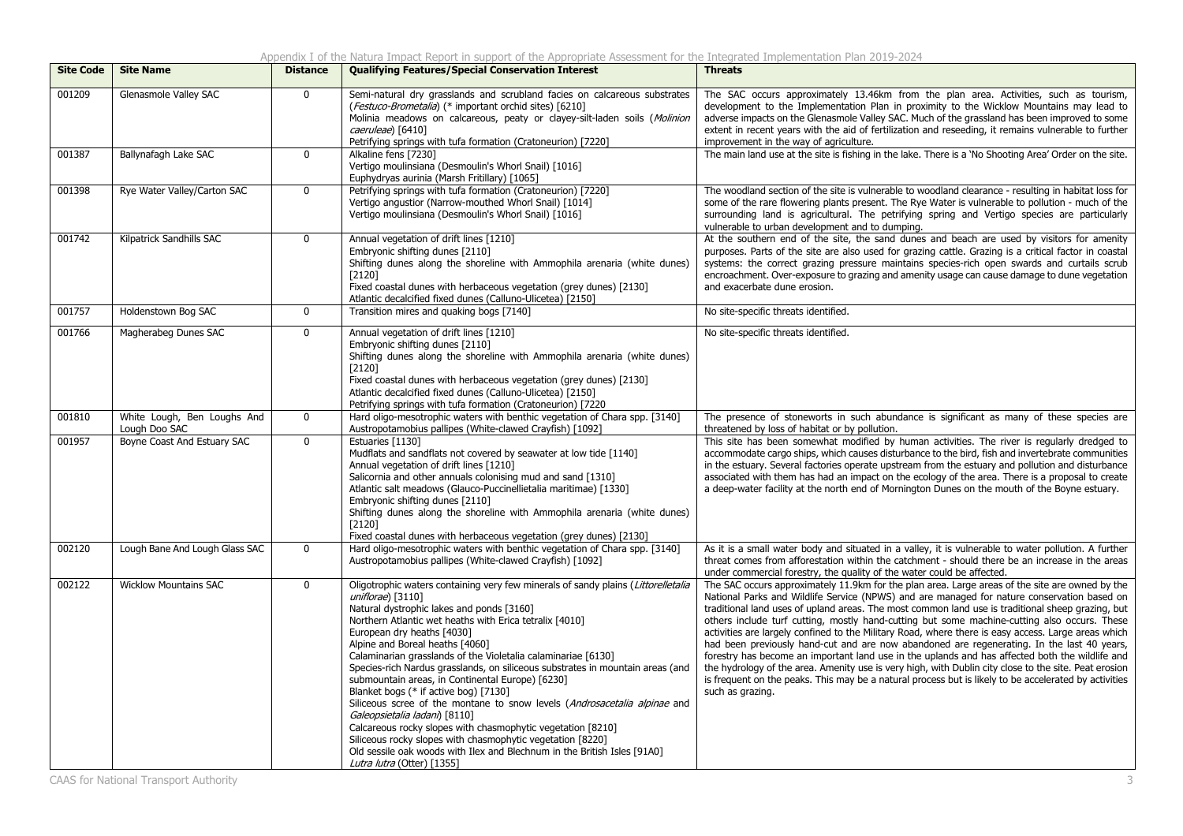| Site Code | Site Name | Distance | Qualifying Features/Special Conservation Interest | Threats |
|---|---|---|---|---|
| 001209 | Glenasmole Valley SAC | 0 | Semi-natural dry grasslands and scrubland facies on calcareous substrates (*Festuco-Brometalia*) (* important orchid sites) [6210]<br>Molinia meadows on calcareous, peaty or clayey-silt-laden soils (*Molinion caeruleae*) [6410]<br>Petrifying springs with tufa formation (Cratoneurion) [7220] | The SAC occurs approximately 13.46km from the plan area. Activities, such as tourism, development to the Implementation Plan in proximity to the Wicklow Mountains may lead to adverse impacts on the Glenasmole Valley SAC. Much of the grassland has been improved to some extent in recent years with the aid of fertilization and reseeding, it remains vulnerable to further improvement in the way of agriculture. |
| 001387 | Ballynafagh Lake SAC | 0 | Alkaline fens [7230]<br>Vertigo moulinsiana (Desmoulin's Whorl Snail) [1016]<br>Euphydryas aurinia (Marsh Fritillary) [1065] | The main land use at the site is fishing in the lake. There is a 'No Shooting Area' Order on the site. |
| 001398 | Rye Water Valley/Carton SAC | 0 | Petrifying springs with tufa formation (Cratoneurion) [7220]<br>Vertigo angustior (Narrow-mouthed Whorl Snail) [1014]<br>Vertigo moulinsiana (Desmoulin's Whorl Snail) [1016] | The woodland section of the site is vulnerable to woodland clearance - resulting in habitat loss for some of the rare flowering plants present. The Rye Water is vulnerable to pollution - much of the surrounding land is agricultural. The petrifying spring and Vertigo species are particularly vulnerable to urban development and to dumping. |
| 001742 | Kilpatrick Sandhills SAC | 0 | Annual vegetation of drift lines [1210]<br>Embryonic shifting dunes [2110]<br>Shifting dunes along the shoreline with Ammophila arenaria (white dunes) [2120]<br>Fixed coastal dunes with herbaceous vegetation (grey dunes) [2130]<br>Atlantic decalcified fixed dunes (Calluno-Ulicetea) [2150] | At the southern end of the site, the sand dunes and beach are used by visitors for amenity purposes. Parts of the site are also used for grazing cattle. Grazing is a critical factor in coastal systems: the correct grazing pressure maintains species-rich open swards and curtails scrub encroachment. Over-exposure to grazing and amenity usage can cause damage to dune vegetation and exacerbate dune erosion. |
| 001757 | Holdenstown Bog SAC | 0 | Transition mires and quaking bogs [7140] | No site-specific threats identified. |
| 001766 | Magherabeg Dunes SAC | 0 | Annual vegetation of drift lines [1210]<br>Embryonic shifting dunes [2110]<br>Shifting dunes along the shoreline with Ammophila arenaria (white dunes) [2120]<br>Fixed coastal dunes with herbaceous vegetation (grey dunes) [2130]<br>Atlantic decalcified fixed dunes (Calluno-Ulicetea) [2150]<br>Petrifying springs with tufa formation (Cratoneurion) [7220 | No site-specific threats identified. |
| 001810 | White Lough, Ben Loughs And Lough Doo SAC | 0 | Hard oligo-mesotrophic waters with benthic vegetation of Chara spp. [3140]<br>Austropotamobius pallipes (White-clawed Crayfish) [1092] | The presence of stoneworts in such abundance is significant as many of these species are threatened by loss of habitat or by pollution. |
| 001957 | Boyne Coast And Estuary SAC | 0 | Estuaries [1130]<br>Mudflats and sandflats not covered by seawater at low tide [1140]<br>Annual vegetation of drift lines [1210]<br>Salicornia and other annuals colonising mud and sand [1310]<br>Atlantic salt meadows (Glauco-Puccinellietalia maritimae) [1330]<br>Embryonic shifting dunes [2110]<br>Shifting dunes along the shoreline with Ammophila arenaria (white dunes) [2120]<br>Fixed coastal dunes with herbaceous vegetation (grey dunes) [2130] | This site has been somewhat modified by human activities. The river is regularly dredged to accommodate cargo ships, which causes disturbance to the bird, fish and invertebrate communities in the estuary. Several factories operate upstream from the estuary and pollution and disturbance associated with them has had an impact on the ecology of the area. There is a proposal to create a deep-water facility at the north end of Mornington Dunes on the mouth of the Boyne estuary. |
| 002120 | Lough Bane And Lough Glass SAC | 0 | Hard oligo-mesotrophic waters with benthic vegetation of Chara spp. [3140]<br>Austropotamobius pallipes (White-clawed Crayfish) [1092] | As it is a small water body and situated in a valley, it is vulnerable to water pollution. A further threat comes from afforestation within the catchment - should there be an increase in the areas under commercial forestry, the quality of the water could be affected. |
| 002122 | Wicklow Mountains SAC | 0 | Oligotrophic waters containing very few minerals of sandy plains (*Littorelletalia uniflorae*) [3110]<br>Natural dystrophic lakes and ponds [3160]<br>Northern Atlantic wet heaths with Erica tetralix [4010]<br>European dry heaths [4030]<br>Alpine and Boreal heaths [4060]<br>Calaminarian grasslands of the Violetalia calaminariae [6130]<br>Species-rich Nardus grasslands, on siliceous substrates in mountain areas (and submountain areas, in Continental Europe) [6230]<br>Blanket bogs (* if active bog) [7130]<br>Siliceous scree of the montane to snow levels (*Androsacetalia alpinae* and *Galeopsietalia ladani*) [8110]<br>Calcareous rocky slopes with chasmophytic vegetation [8210]<br>Siliceous rocky slopes with chasmophytic vegetation [8220]<br>Old sessile oak woods with Ilex and Blechnum in the British Isles [91A0]<br>*Lutra lutra* (Otter) [1355] | The SAC occurs approximately 11.9km for the plan area. Large areas of the site are owned by the National Parks and Wildlife Service (NPWS) and are managed for nature conservation based on traditional land uses of upland areas. The most common land use is traditional sheep grazing, but others include turf cutting, mostly hand-cutting but some machine-cutting also occurs. These activities are largely confined to the Military Road, where there is easy access. Large areas which had been previously hand-cut and are now abandoned are regenerating. In the last 40 years, forestry has become an important land use in the uplands and has affected both the wildlife and the hydrology of the area. Amenity use is very high, with Dublin city close to the site. Peat erosion is frequent on the peaks. This may be a natural process but is likely to be accelerated by activities such as grazing. |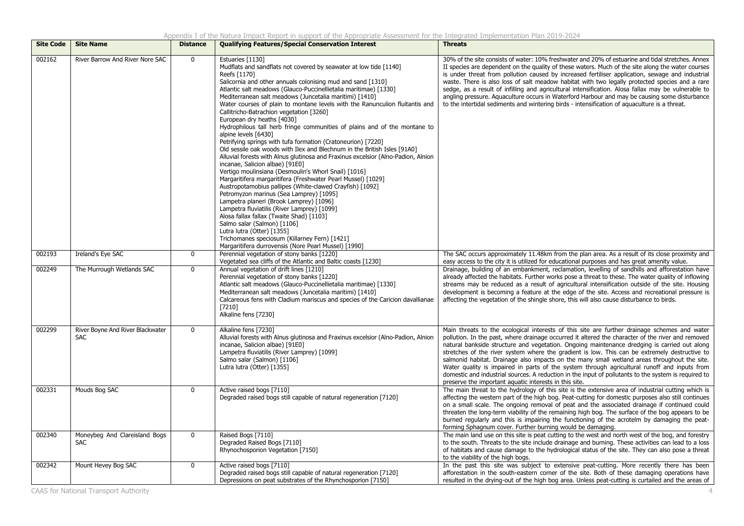| Site Code | Site Name | Distance | Qualifying Features/Special Conservation Interest | Threats |
|---|---|---|---|---|
| 002162 | River Barrow And River Nore SAC | 0 | Estuaries [1130]<br>Mudflats and sandflats not covered by seawater at low tide [1140]<br>Reefs [1170]<br>Salicornia and other annuals colonising mud and sand [1310]<br>Atlantic salt meadows (Glauco-Puccinellietalia maritimae) [1330]<br>Mediterranean salt meadows (Juncetalia maritimi) [1410]<br>Water courses of plain to montane levels with the Ranunculion fluitantis and Callitricho-Batrachion vegetation [3260]<br>European dry heaths [4030]<br>Hydrophilous tall herb fringe communities of plains and of the montane to alpine levels [6430]<br>Petrifying springs with tufa formation (Cratoneurion) [7220]<br>Old sessile oak woods with Ilex and Blechnum in the British Isles [91A0]<br>Alluvial forests with Alnus glutinosa and Fraxinus excelsior (Alno-Padion, Alnion incanae, Salicion albae) [91E0]<br>Vertigo moulinsiana (Desmoulin's Whorl Snail) [1016]<br>Margaritifera margaritifera (Freshwater Pearl Mussel) [1029]<br>Austropotamobius pallipes (White-clawed Crayfish) [1092]<br>Petromyzon marinus (Sea Lamprey) [1095]<br>Lampetra planeri (Brook Lamprey) [1096]<br>Lampetra fluviatilis (River Lamprey) [1099]<br>Alosa fallax fallax (Twaite Shad) [1103]<br>Salmo salar (Salmon) [1106]<br>Lutra lutra (Otter) [1355]<br>Trichomanes speciosum (Killarney Fern) [1421]<br>Margaritifera durrovensis (Nore Pearl Mussel) [1990] | 30% of the site consists of water: 10% freshwater and 20% of estuarine and tidal stretches. Annex II species are dependent on the quality of these waters. Much of the site along the water courses is under threat from pollution caused by increased fertiliser application, sewage and industrial waste. There is also loss of salt meadow habitat with two legally protected species and a rare sedge, as a result of infilling and agricultural intensification. Alosa fallax may be vulnerable to angling pressure. Aquaculture occurs in Waterford Harbour and may be causing some disturbance to the intertidal sediments and wintering birds - intensification of aquaculture is a threat. |
| 002193 | Ireland's Eye SAC | 0 | Perennial vegetation of stony banks [1220]<br>Vegetated sea cliffs of the Atlantic and Baltic coasts [1230] | The SAC occurs approximately 11.48km from the plan area. As a result of its close proximity and easy access to the city it is utilized for educational purposes and has great amenity value. |
| 002249 | The Murrough Wetlands SAC | 0 | Annual vegetation of drift lines [1210]<br>Perennial vegetation of stony banks [1220]<br>Atlantic salt meadows (Glauco-Puccinellietalia maritimae) [1330]<br>Mediterranean salt meadows (Juncetalia maritimi) [1410]<br>Calcareous fens with Cladium mariscus and species of the Caricion davallianae [7210]<br>Alkaline fens [7230] | Drainage, building of an embankment, reclamation, levelling of sandhills and afforestation have already affected the habitats. Further works pose a threat to these. The water quality of inflowing streams may be reduced as a result of agricultural intensification outside of the site. Housing development is becoming a feature at the edge of the site. Access and recreational pressure is affecting the vegetation of the shingle shore, this will also cause disturbance to birds. |
| 002299 | River Boyne And River Blackwater SAC | 0 | Alkaline fens [7230]<br>Alluvial forests with Alnus glutinosa and Fraxinus excelsior (Alno-Padion, Alnion incanae, Salicion albae) [91E0]<br>Lampetra fluviatilis (River Lamprey) [1099]<br>Salmo salar (Salmon) [1106]<br>Lutra lutra (Otter) [1355] | Main threats to the ecological interests of this site are further drainage schemes and water pollution. In the past, where drainage occurred it altered the character of the river and removed natural bankside structure and vegetation. Ongoing maintenance dredging is carried out along stretches of the river system where the gradient is low. This can be extremely destructive to salmonid habitat. Drainage also impacts on the many small wetland areas throughout the site. Water quality is impaired in parts of the system through agricultural runoff and inputs from domestic and industrial sources. A reduction in the input of pollutants to the system is required to preserve the important aquatic interests in this site. |
| 002331 | Mouds Bog SAC | 0 | Active raised bogs [7110]<br>Degraded raised bogs still capable of natural regeneration [7120] | The main threat to the hydrology of this site is the extensive area of industrial cutting which is affecting the western part of the high bog. Peat-cutting for domestic purposes also still continues on a small scale. The ongoing removal of peat and the associated drainage if continued could threaten the long-term viability of the remaining high bog. The surface of the bog appears to be burned regularly and this is impairing the functioning of the acrotelm by damaging the peat-forming Sphagnum cover. Further burning would be damaging. |
| 002340 | Moneybeg And Clareisland Bogs SAC | 0 | Raised Bogs [7110]<br>Degraded Raised Bogs [7110]<br>Rhynochosporion Vegetation [7150] | The main land use on this site is peat cutting to the west and north west of the bog, and forestry to the south. Threats to the site include drainage and burning. These activities can lead to a loss of habitats and cause damage to the hydrological status of the site. They can also pose a threat to the viability of the high bogs. |
| 002342 | Mount Hevey Bog SAC | 0 | Active raised bogs [7110]<br>Degraded raised bogs still capable of natural regeneration [7120]<br>Depressions on peat substrates of the Rhynchosporion [7150] | In the past this site was subject to extensive peat-cutting. More recently there has been afforestation in the south-eastern corner of the site. Both of these damaging operations have resulted in the drying-out of the high bog area. Unless peat-cutting is curtailed and the areas of |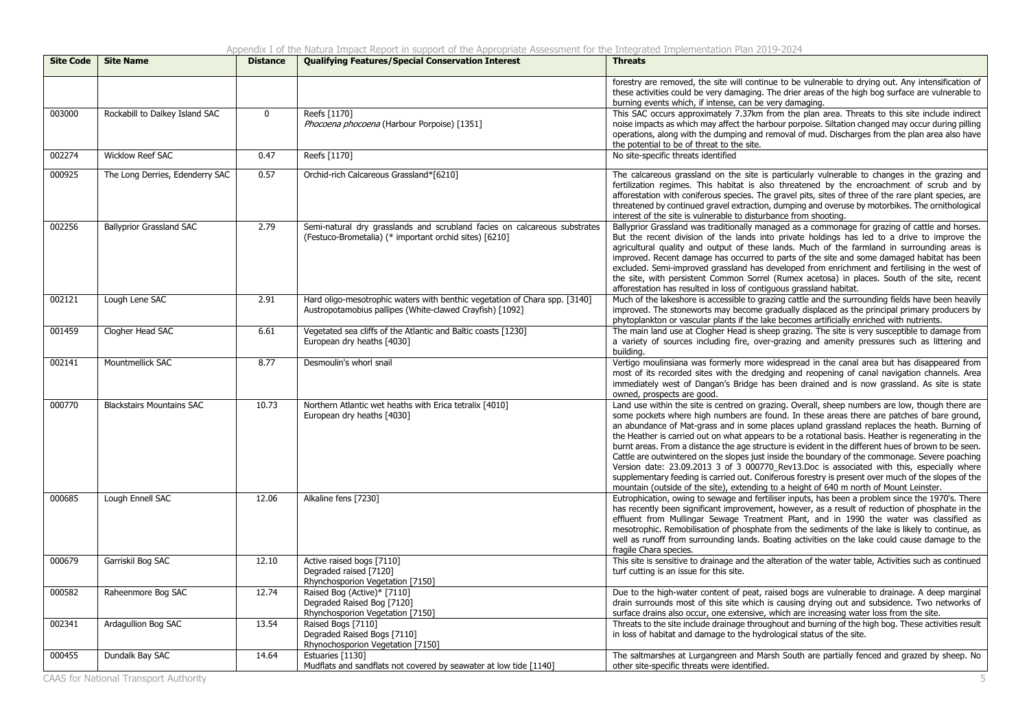| Site Code | Site Name | Distance | Qualifying Features/Special Conservation Interest | Threats |
|---|---|---|---|---|
| | | | | forestry are removed, the site will continue to be vulnerable to drying out. Any intensification of these activities could be very damaging. The drier areas of the high bog surface are vulnerable to burning events which, if intense, can be very damaging. |
| 003000 | Rockabill to Dalkey Island SAC | 0 | Reefs [1170]<br>*Phocoena phocoena* (Harbour Porpoise) [1351] | This SAC occurs approximately 7.37km from the plan area. Threats to this site include indirect noise impacts as which may affect the harbour porpoise. Siltation changed may occur during pilling operations, along with the dumping and removal of mud. Discharges from the plan area also have the potential to be of threat to the site. |
| 002274 | Wicklow Reef SAC | 0.47 | Reefs [1170] | No site-specific threats identified |
| 000925 | The Long Derries, Edenderry SAC | 0.57 | Orchid-rich Calcareous Grassland*[6210] | The calcareous grassland on the site is particularly vulnerable to changes in the grazing and fertilization regimes. This habitat is also threatened by the encroachment of scrub and by afforestation with coniferous species. The gravel pits, sites of three of the rare plant species, are threatened by continued gravel extraction, dumping and overuse by motorbikes. The ornithological interest of the site is vulnerable to disturbance from shooting. |
| 002256 | Ballyprior Grassland SAC | 2.79 | Semi-natural dry grasslands and scrubland facies on calcareous substrates (Festuco-Brometalia) (* important orchid sites) [6210] | Ballyprior Grassland was traditionally managed as a commonage for grazing of cattle and horses. But the recent division of the lands into private holdings has led to a drive to improve the agricultural quality and output of these lands. Much of the farmland in surrounding areas is improved. Recent damage has occurred to parts of the site and some damaged habitat has been excluded. Semi-improved grassland has developed from enrichment and fertilising in the west of the site, with persistent Common Sorrel (Rumex acetosa) in places. South of the site, recent afforestation has resulted in loss of contiguous grassland habitat. |
| 002121 | Lough Lene SAC | 2.91 | Hard oligo-mesotrophic waters with benthic vegetation of Chara spp. [3140]<br>Austropotamobius pallipes (White-clawed Crayfish) [1092] | Much of the lakeshore is accessible to grazing cattle and the surrounding fields have been heavily improved. The stoneworts may become gradually displaced as the principal primary producers by phytoplankton or vascular plants if the lake becomes artificially enriched with nutrients. |
| 001459 | Clogher Head SAC | 6.61 | Vegetated sea cliffs of the Atlantic and Baltic coasts [1230]<br>European dry heaths [4030] | The main land use at Clogher Head is sheep grazing. The site is very susceptible to damage from a variety of sources including fire, over-grazing and amenity pressures such as littering and building. |
| 002141 | Mountmellick SAC | 8.77 | Desmoulin's whorl snail | Vertigo moulinsiana was formerly more widespread in the canal area but has disappeared from most of its recorded sites with the dredging and reopening of canal navigation channels. Area immediately west of Dangan's Bridge has been drained and is now grassland. As site is state owned, prospects are good. |
| 000770 | Blackstairs Mountains SAC | 10.73 | Northern Atlantic wet heaths with Erica tetralix [4010]<br>European dry heaths [4030] | Land use within the site is centred on grazing. Overall, sheep numbers are low, though there are some pockets where high numbers are found. In these areas there are patches of bare ground, an abundance of Mat-grass and in some places upland grassland replaces the heath. Burning of the Heather is carried out on what appears to be a rotational basis. Heather is regenerating in the burnt areas. From a distance the age structure is evident in the different hues of brown to be seen. Cattle are outwintered on the slopes just inside the boundary of the commonage. Severe poaching Version date: 23.09.2013 3 of 3 000770_Rev13.Doc is associated with this, especially where supplementary feeding is carried out. Coniferous forestry is present over much of the slopes of the mountain (outside of the site), extending to a height of 640 m north of Mount Leinster. |
| 000685 | Lough Ennell SAC | 12.06 | Alkaline fens [7230] | Eutrophication, owing to sewage and fertiliser inputs, has been a problem since the 1970's. There has recently been significant improvement, however, as a result of reduction of phosphate in the effluent from Mullingar Sewage Treatment Plant, and in 1990 the water was classified as mesotrophic. Remobilisation of phosphate from the sediments of the lake is likely to continue, as well as runoff from surrounding lands. Boating activities on the lake could cause damage to the fragile Chara species. |
| 000679 | Garriskil Bog SAC | 12.10 | Active raised bogs [7110]<br>Degraded raised [7120]<br>Rhynchosporion Vegetation [7150] | This site is sensitive to drainage and the alteration of the water table, Activities such as continued turf cutting is an issue for this site. |
| 000582 | Raheenmore Bog SAC | 12.74 | Raised Bog (Active)* [7110]<br>Degraded Raised Bog [7120]<br>Rhynchosporion Vegetation [7150] | Due to the high-water content of peat, raised bogs are vulnerable to drainage. A deep marginal drain surrounds most of this site which is causing drying out and subsidence. Two networks of surface drains also occur, one extensive, which are increasing water loss from the site. |
| 002341 | Ardagullion Bog SAC | 13.54 | Raised Bogs [7110]<br>Degraded Raised Bogs [7110]<br>Rhynochosporion Vegetation [7150] | Threats to the site include drainage throughout and burning of the high bog. These activities result in loss of habitat and damage to the hydrological status of the site. |
| 000455 | Dundalk Bay SAC | 14.64 | Estuaries [1130]<br>Mudflats and sandflats not covered by seawater at low tide [1140] | The saltmarshes at Lurgangreen and Marsh South are partially fenced and grazed by sheep. No other site-specific threats were identified. |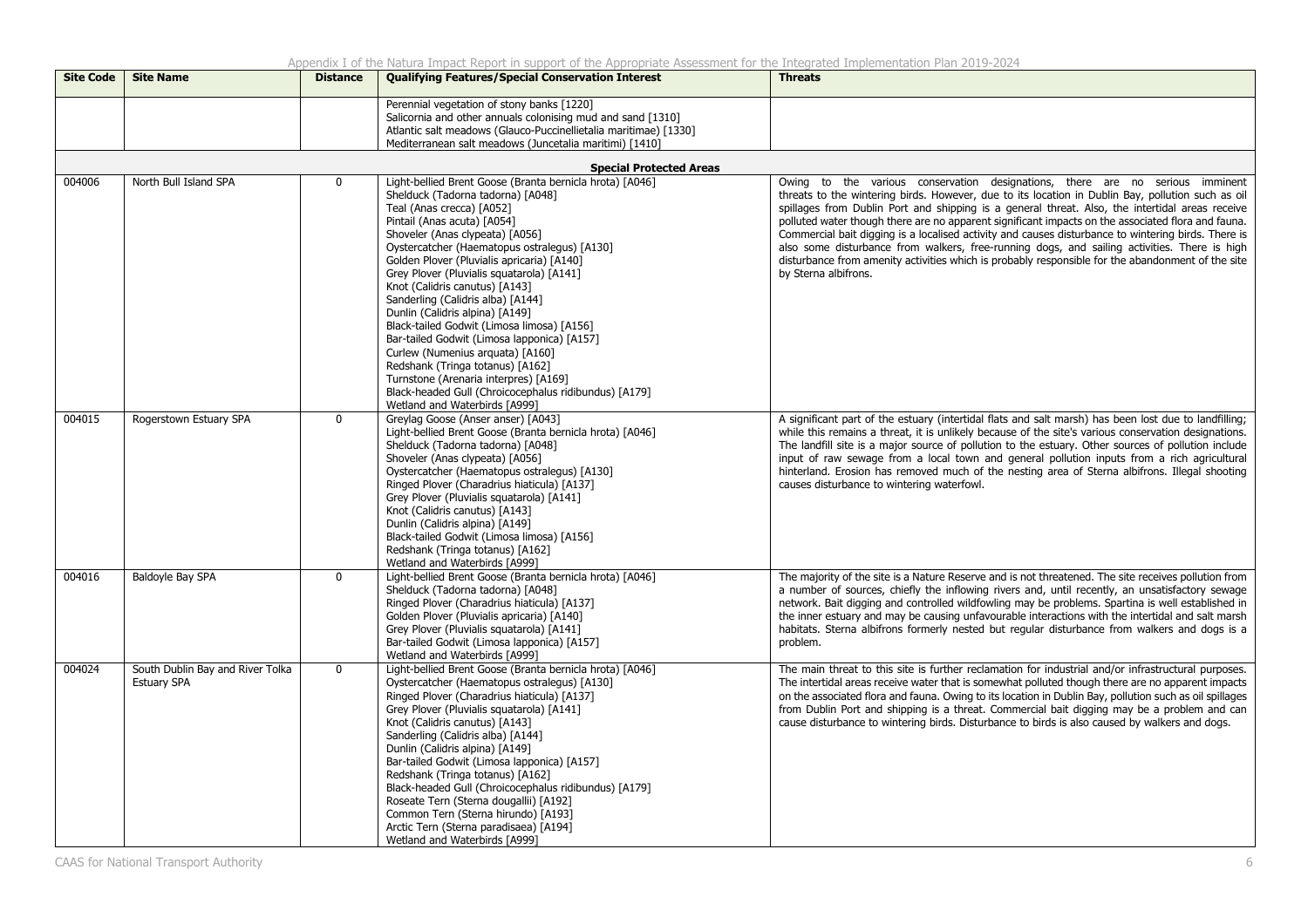| Site Code | Site Name | Distance | Qualifying Features/Special Conservation Interest | Threats |
|---|---|---|---|---|
| | | | Perennial vegetation of stony banks [1220]<br>Salicornia and other annuals colonising mud and sand [1310]<br>Atlantic salt meadows (Glauco-Puccinellietalia maritimae) [1330]<br>Mediterranean salt meadows (Juncetalia maritimi) [1410] | |
| | | | **Special Protected Areas** | |
| 004006 | North Bull Island SPA | 0 | Light-bellied Brent Goose (Branta bernicla hrota) [A046]<br>Shelduck (Tadorna tadorna) [A048]<br>Teal (Anas crecca) [A052]<br>Pintail (Anas acuta) [A054]<br>Shoveler (Anas clypeata) [A056]<br>Oystercatcher (Haematopus ostralegus) [A130]<br>Golden Plover (Pluvialis apricaria) [A140]<br>Grey Plover (Pluvialis squatarola) [A141]<br>Knot (Calidris canutus) [A143]<br>Sanderling (Calidris alba) [A144]<br>Dunlin (Calidris alpina) [A149]<br>Black-tailed Godwit (Limosa limosa) [A156]<br>Bar-tailed Godwit (Limosa lapponica) [A157]<br>Curlew (Numenius arquata) [A160]<br>Redshank (Tringa totanus) [A162]<br>Turnstone (Arenaria interpres) [A169]<br>Black-headed Gull (Chroicocephalus ridibundus) [A179]<br>Wetland and Waterbirds [A999] | Owing to the various conservation designations, there are no serious imminent threats to the wintering birds. However, due to its location in Dublin Bay, pollution such as oil spillages from Dublin Port and shipping is a general threat. Also, the intertidal areas receive polluted water though there are no apparent significant impacts on the associated flora and fauna. Commercial bait digging is a localised activity and causes disturbance to wintering birds. There is also some disturbance from walkers, free-running dogs, and sailing activities. There is high disturbance from amenity activities which is probably responsible for the abandonment of the site by Sterna albifrons. |
| 004015 | Rogerstown Estuary SPA | 0 | Greylag Goose (Anser anser) [A043]<br>Light-bellied Brent Goose (Branta bernicla hrota) [A046]<br>Shelduck (Tadorna tadorna) [A048]<br>Shoveler (Anas clypeata) [A056]<br>Oystercatcher (Haematopus ostralegus) [A130]<br>Ringed Plover (Charadrius hiaticula) [A137]<br>Grey Plover (Pluvialis squatarola) [A141]<br>Knot (Calidris canutus) [A143]<br>Dunlin (Calidris alpina) [A149]<br>Black-tailed Godwit (Limosa limosa) [A156]<br>Redshank (Tringa totanus) [A162]<br>Wetland and Waterbirds [A999] | A significant part of the estuary (intertidal flats and salt marsh) has been lost due to landfilling; while this remains a threat, it is unlikely because of the site's various conservation designations. The landfill site is a major source of pollution to the estuary. Other sources of pollution include input of raw sewage from a local town and general pollution inputs from a rich agricultural hinterland. Erosion has removed much of the nesting area of Sterna albifrons. Illegal shooting causes disturbance to wintering waterfowl. |
| 004016 | Baldoyle Bay SPA | 0 | Light-bellied Brent Goose (Branta bernicla hrota) [A046]<br>Shelduck (Tadorna tadorna) [A048]<br>Ringed Plover (Charadrius hiaticula) [A137]<br>Golden Plover (Pluvialis apricaria) [A140]<br>Grey Plover (Pluvialis squatarola) [A141]<br>Bar-tailed Godwit (Limosa lapponica) [A157]<br>Wetland and Waterbirds [A999] | The majority of the site is a Nature Reserve and is not threatened. The site receives pollution from a number of sources, chiefly the inflowing rivers and, until recently, an unsatisfactory sewage network. Bait digging and controlled wildfowling may be problems. Spartina is well established in the inner estuary and may be causing unfavourable interactions with the intertidal and salt marsh habitats. Sterna albifrons formerly nested but regular disturbance from walkers and dogs is a problem. |
| 004024 | South Dublin Bay and River Tolka Estuary SPA | 0 | Light-bellied Brent Goose (Branta bernicla hrota) [A046]<br>Oystercatcher (Haematopus ostralegus) [A130]<br>Ringed Plover (Charadrius hiaticula) [A137]<br>Grey Plover (Pluvialis squatarola) [A141]<br>Knot (Calidris canutus) [A143]<br>Sanderling (Calidris alba) [A144]<br>Dunlin (Calidris alpina) [A149]<br>Bar-tailed Godwit (Limosa lapponica) [A157]<br>Redshank (Tringa totanus) [A162]<br>Black-headed Gull (Chroicocephalus ridibundus) [A179]<br>Roseate Tern (Sterna dougallii) [A192]<br>Common Tern (Sterna hirundo) [A193]<br>Arctic Tern (Sterna paradisaea) [A194]<br>Wetland and Waterbirds [A999] | The main threat to this site is further reclamation for industrial and/or infrastructural purposes. The intertidal areas receive water that is somewhat polluted though there are no apparent impacts on the associated flora and fauna. Owing to its location in Dublin Bay, pollution such as oil spillages from Dublin Port and shipping is a threat. Commercial bait digging may be a problem and can cause disturbance to wintering birds. Disturbance to birds is also caused by walkers and dogs. |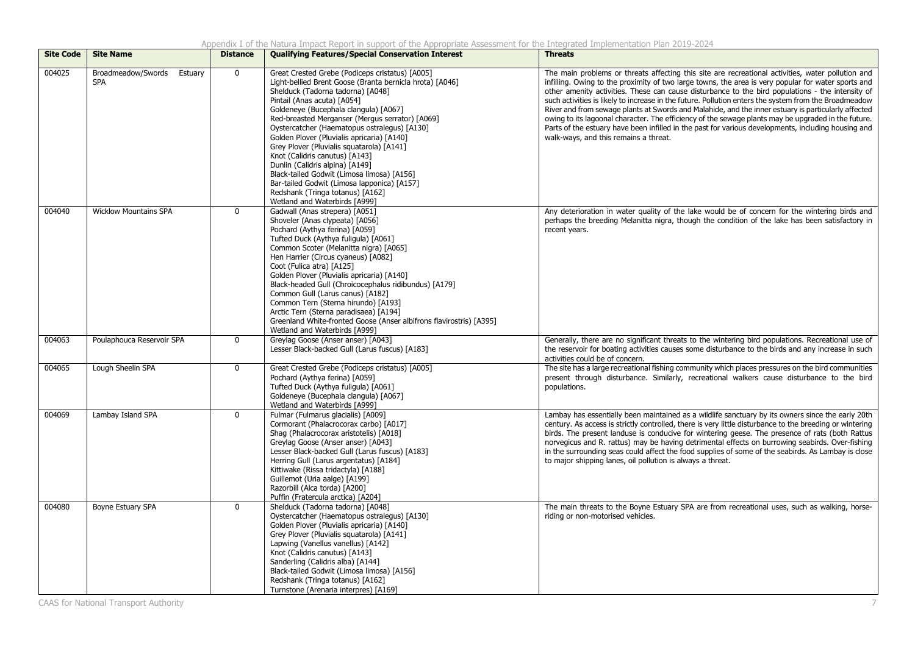| Site Code | Site Name | Distance | Qualifying Features/Special Conservation Interest | Threats |
|---|---|---|---|---|
| 004025 | Broadmeadow/Swords Estuary SPA | 0 | Great Crested Grebe (Podiceps cristatus) [A005]<br>Light-bellied Brent Goose (Branta bernicla hrota) [A046]<br>Shelduck (Tadorna tadorna) [A048]<br>Pintail (Anas acuta) [A054]<br>Goldeneye (Bucephala clangula) [A067]<br>Red-breasted Merganser (Mergus serrator) [A069]<br>Oystercatcher (Haematopus ostralegus) [A130]<br>Golden Plover (Pluvialis apricaria) [A140]<br>Grey Plover (Pluvialis squatarola) [A141]<br>Knot (Calidris canutus) [A143]<br>Dunlin (Calidris alpina) [A149]<br>Black-tailed Godwit (Limosa limosa) [A156]<br>Bar-tailed Godwit (Limosa lapponica) [A157]<br>Redshank (Tringa totanus) [A162]<br>Wetland and Waterbirds [A999] | The main problems or threats affecting this site are recreational activities, water pollution and infilling. Owing to the proximity of two large towns, the area is very popular for water sports and other amenity activities. These can cause disturbance to the bird populations - the intensity of such activities is likely to increase in the future. Pollution enters the system from the Broadmeadow River and from sewage plants at Swords and Malahide, and the inner estuary is particularly affected owing to its lagoonal character. The efficiency of the sewage plants may be upgraded in the future. Parts of the estuary have been infilled in the past for various developments, including housing and walk-ways, and this remains a threat. |
| 004040 | Wicklow Mountains SPA | 0 | Gadwall (Anas strepera) [A051]<br>Shoveler (Anas clypeata) [A056]<br>Pochard (Aythya ferina) [A059]<br>Tufted Duck (Aythya fuligula) [A061]<br>Common Scoter (Melanitta nigra) [A065]<br>Hen Harrier (Circus cyaneus) [A082]<br>Coot (Fulica atra) [A125]<br>Golden Plover (Pluvialis apricaria) [A140]<br>Black-headed Gull (Chroicocephalus ridibundus) [A179]<br>Common Gull (Larus canus) [A182]<br>Common Tern (Sterna hirundo) [A193]<br>Arctic Tern (Sterna paradisaea) [A194]<br>Greenland White-fronted Goose (Anser albifrons flavirostris) [A395]<br>Wetland and Waterbirds [A999] | Any deterioration in water quality of the lake would be of concern for the wintering birds and perhaps the breeding Melanitta nigra, though the condition of the lake has been satisfactory in recent years. |
| 004063 | Poulaphouca Reservoir SPA | 0 | Greylag Goose (Anser anser) [A043]<br>Lesser Black-backed Gull (Larus fuscus) [A183] | Generally, there are no significant threats to the wintering bird populations. Recreational use of the reservoir for boating activities causes some disturbance to the birds and any increase in such activities could be of concern. |
| 004065 | Lough Sheelin SPA | 0 | Great Crested Grebe (Podiceps cristatus) [A005]<br>Pochard (Aythya ferina) [A059]<br>Tufted Duck (Aythya fuligula) [A061]<br>Goldeneye (Bucephala clangula) [A067]<br>Wetland and Waterbirds [A999] | The site has a large recreational fishing community which places pressures on the bird communities present through disturbance. Similarly, recreational walkers cause disturbance to the bird populations. |
| 004069 | Lambay Island SPA | 0 | Fulmar (Fulmarus glacialis) [A009]<br>Cormorant (Phalacrocorax carbo) [A017]<br>Shag (Phalacrocorax aristotelis) [A018]<br>Greylag Goose (Anser anser) [A043]<br>Lesser Black-backed Gull (Larus fuscus) [A183]<br>Herring Gull (Larus argentatus) [A184]<br>Kittiwake (Rissa tridactyla) [A188]<br>Guillemot (Uria aalge) [A199]<br>Razorbill (Alca torda) [A200]<br>Puffin (Fratercula arctica) [A204] | Lambay has essentially been maintained as a wildlife sanctuary by its owners since the early 20th century. As access is strictly controlled, there is very little disturbance to the breeding or wintering birds. The present landuse is conducive for wintering geese. The presence of rats (both Rattus norvegicus and R. rattus) may be having detrimental effects on burrowing seabirds. Over-fishing in the surrounding seas could affect the food supplies of some of the seabirds. As Lambay is close to major shipping lanes, oil pollution is always a threat. |
| 004080 | Boyne Estuary SPA | 0 | Shelduck (Tadorna tadorna) [A048]<br>Oystercatcher (Haematopus ostralegus) [A130]<br>Golden Plover (Pluvialis apricaria) [A140]<br>Grey Plover (Pluvialis squatarola) [A141]<br>Lapwing (Vanellus vanellus) [A142]<br>Knot (Calidris canutus) [A143]<br>Sanderling (Calidris alba) [A144]<br>Black-tailed Godwit (Limosa limosa) [A156]<br>Redshank (Tringa totanus) [A162]<br>Turnstone (Arenaria interpres) [A169] | The main threats to the Boyne Estuary SPA are from recreational uses, such as walking, horse-riding or non-motorised vehicles. |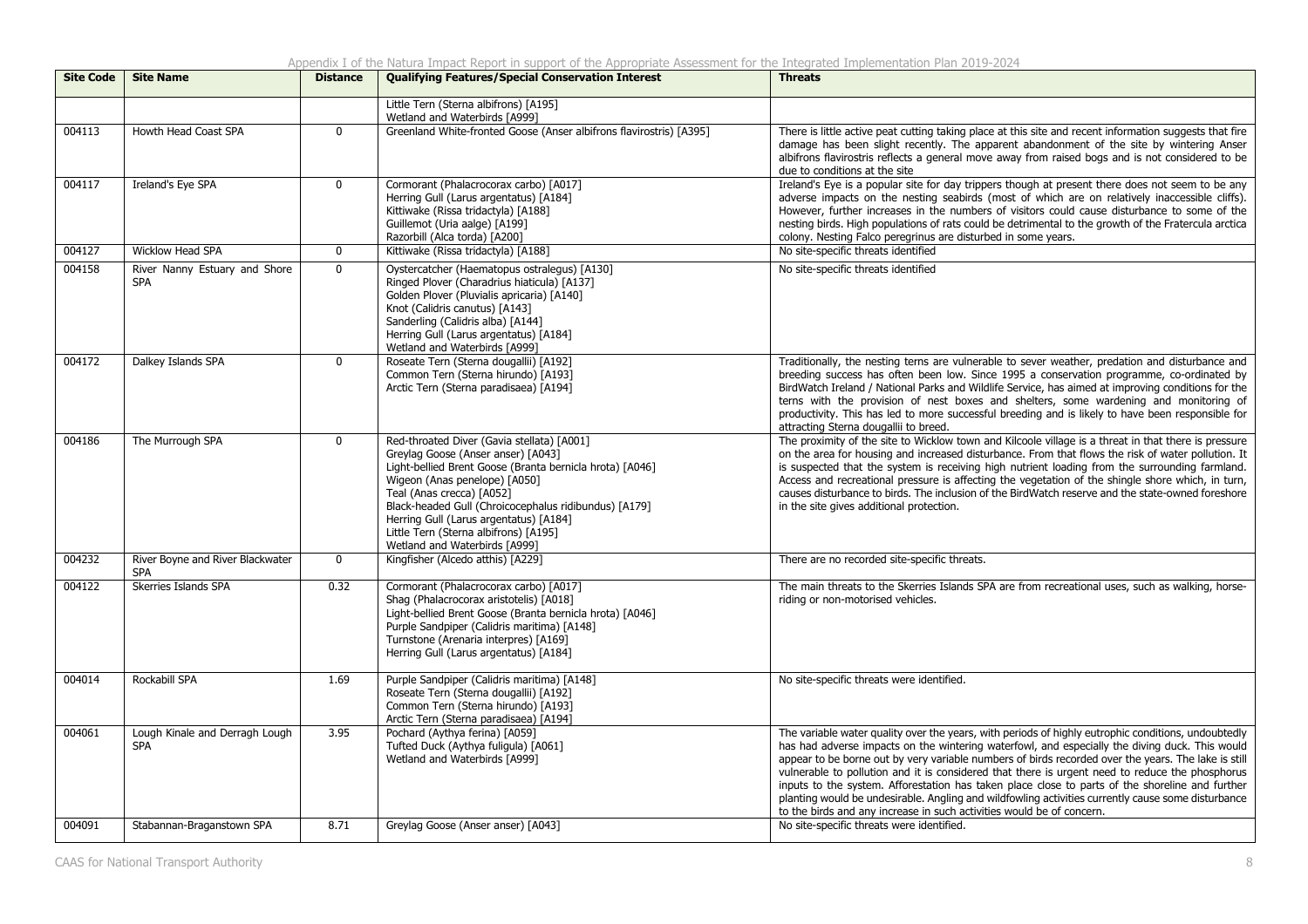| Site Code | Site Name | Distance | Qualifying Features/Special Conservation Interest | Threats |
|---|---|---|---|---|
| | | | Little Tern (Sterna albifrons) [A195]<br>Wetland and Waterbirds [A999] | |
| 004113 | Howth Head Coast SPA | 0 | Greenland White-fronted Goose (Anser albifrons flavirostris) [A395] | There is little active peat cutting taking place at this site and recent information suggests that fire damage has been slight recently. The apparent abandonment of the site by wintering Anser albifrons flavirostris reflects a general move away from raised bogs and is not considered to be due to conditions at the site |
| 004117 | Ireland's Eye SPA | 0 | Cormorant (Phalacrocorax carbo) [A017]<br>Herring Gull (Larus argentatus) [A184]<br>Kittiwake (Rissa tridactyla) [A188]<br>Guillemot (Uria aalge) [A199]<br>Razorbill (Alca torda) [A200] | Ireland's Eye is a popular site for day trippers though at present there does not seem to be any adverse impacts on the nesting seabirds (most of which are on relatively inaccessible cliffs). However, further increases in the numbers of visitors could cause disturbance to some of the nesting birds. High populations of rats could be detrimental to the growth of the Fratercula arctica colony. Nesting Falco peregrinus are disturbed in some years. |
| 004127 | Wicklow Head SPA | 0 | Kittiwake (Rissa tridactyla) [A188] | No site-specific threats identified |
| 004158 | River Nanny Estuary and Shore SPA | 0 | Oystercatcher (Haematopus ostralegus) [A130]<br>Ringed Plover (Charadrius hiaticula) [A137]<br>Golden Plover (Pluvialis apricaria) [A140]<br>Knot (Calidris canutus) [A143]<br>Sanderling (Calidris alba) [A144]<br>Herring Gull (Larus argentatus) [A184]<br>Wetland and Waterbirds [A999] | No site-specific threats identified |
| 004172 | Dalkey Islands SPA | 0 | Roseate Tern (Sterna dougallii) [A192]<br>Common Tern (Sterna hirundo) [A193]<br>Arctic Tern (Sterna paradisaea) [A194] | Traditionally, the nesting terns are vulnerable to sever weather, predation and disturbance and breeding success has often been low. Since 1995 a conservation programme, co-ordinated by BirdWatch Ireland / National Parks and Wildlife Service, has aimed at improving conditions for the terns with the provision of nest boxes and shelters, some wardening and monitoring of productivity. This has led to more successful breeding and is likely to have been responsible for attracting Sterna dougallii to breed. |
| 004186 | The Murrough SPA | 0 | Red-throated Diver (Gavia stellata) [A001]<br>Greylag Goose (Anser anser) [A043]<br>Light-bellied Brent Goose (Branta bernicla hrota) [A046]<br>Wigeon (Anas penelope) [A050]<br>Teal (Anas crecca) [A052]<br>Black-headed Gull (Chroicocephalus ridibundus) [A179]<br>Herring Gull (Larus argentatus) [A184]<br>Little Tern (Sterna albifrons) [A195]<br>Wetland and Waterbirds [A999] | The proximity of the site to Wicklow town and Kilcoole village is a threat in that there is pressure on the area for housing and increased disturbance. From that flows the risk of water pollution. It is suspected that the system is receiving high nutrient loading from the surrounding farmland. Access and recreational pressure is affecting the vegetation of the shingle shore which, in turn, causes disturbance to birds. The inclusion of the BirdWatch reserve and the state-owned foreshore in the site gives additional protection. |
| 004232 | River Boyne and River Blackwater SPA | 0 | Kingfisher (Alcedo atthis) [A229] | There are no recorded site-specific threats. |
| 004122 | Skerries Islands SPA | 0.32 | Cormorant (Phalacrocorax carbo) [A017]<br>Shag (Phalacrocorax aristotelis) [A018]<br>Light-bellied Brent Goose (Branta bernicla hrota) [A046]<br>Purple Sandpiper (Calidris maritima) [A148]<br>Turnstone (Arenaria interpres) [A169]<br>Herring Gull (Larus argentatus) [A184] | The main threats to the Skerries Islands SPA are from recreational uses, such as walking, horse-riding or non-motorised vehicles. |
| 004014 | Rockabill SPA | 1.69 | Purple Sandpiper (Calidris maritima) [A148]<br>Roseate Tern (Sterna dougallii) [A192]<br>Common Tern (Sterna hirundo) [A193]<br>Arctic Tern (Sterna paradisaea) [A194] | No site-specific threats were identified. |
| 004061 | Lough Kinale and Derragh Lough SPA | 3.95 | Pochard (Aythya ferina) [A059]<br>Tufted Duck (Aythya fuligula) [A061]<br>Wetland and Waterbirds [A999] | The variable water quality over the years, with periods of highly eutrophic conditions, undoubtedly has had adverse impacts on the wintering waterfowl, and especially the diving duck. This would appear to be borne out by very variable numbers of birds recorded over the years. The lake is still vulnerable to pollution and it is considered that there is urgent need to reduce the phosphorus inputs to the system. Afforestation has taken place close to parts of the shoreline and further planting would be undesirable. Angling and wildfowling activities currently cause some disturbance to the birds and any increase in such activities would be of concern. |
| 004091 | Stabannan-Braganstown SPA | 8.71 | Greylag Goose (Anser anser) [A043] | No site-specific threats were identified. |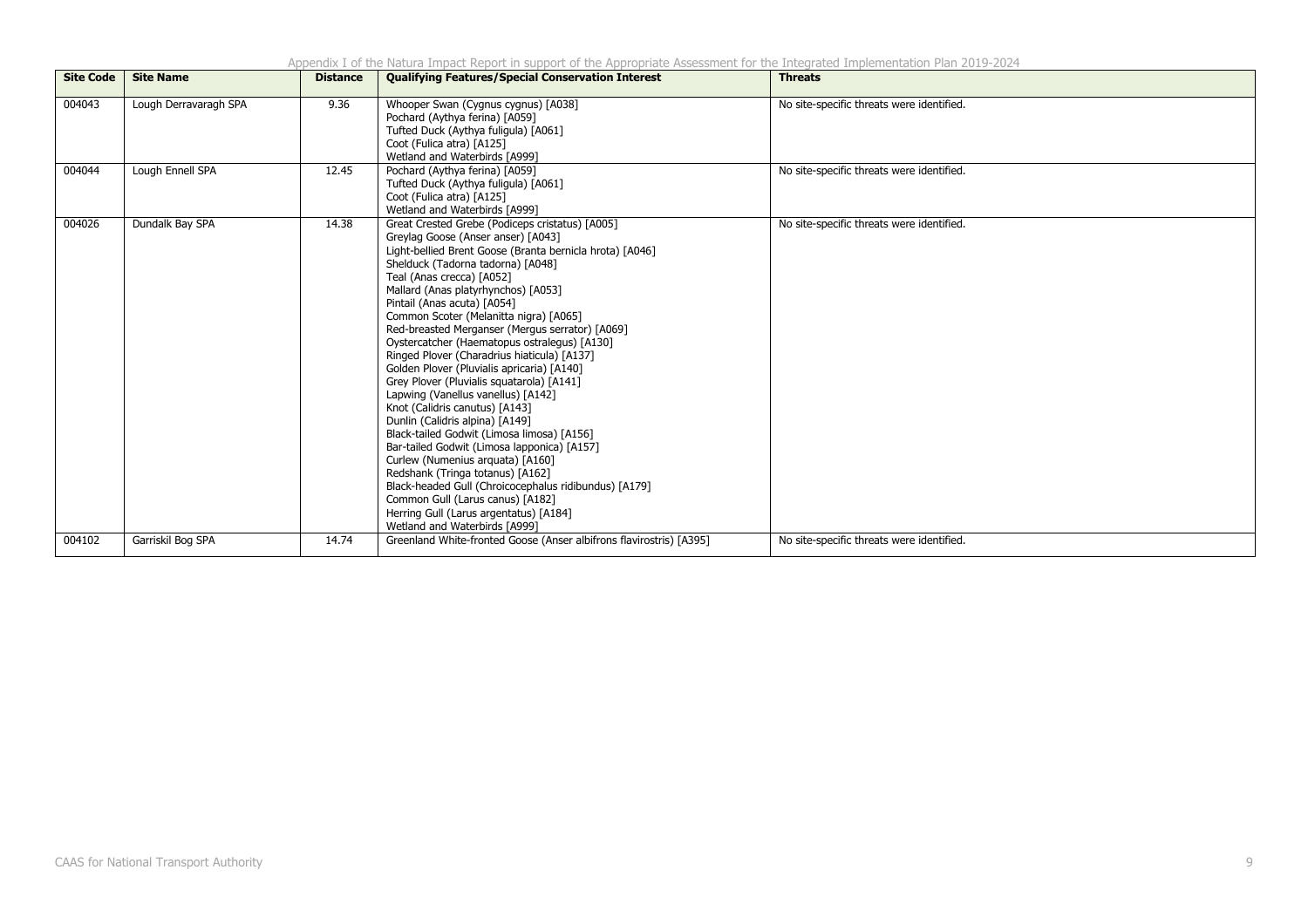| Site Code | Site Name | Distance | Qualifying Features/Special Conservation Interest | Threats |
|---|---|---|---|---|
| 004043 | Lough Derravaragh SPA | 9.36 | Whooper Swan (Cygnus cygnus) [A038]<br>Pochard (Aythya ferina) [A059]<br>Tufted Duck (Aythya fuligula) [A061]<br>Coot (Fulica atra) [A125]<br>Wetland and Waterbirds [A999] | No site-specific threats were identified. |
| 004044 | Lough Ennell SPA | 12.45 | Pochard (Aythya ferina) [A059]<br>Tufted Duck (Aythya fuligula) [A061]<br>Coot (Fulica atra) [A125]<br>Wetland and Waterbirds [A999] | No site-specific threats were identified. |
| 004026 | Dundalk Bay SPA | 14.38 | Great Crested Grebe (Podiceps cristatus) [A005]<br>Greylag Goose (Anser anser) [A043]<br>Light-bellied Brent Goose (Branta bernicla hrota) [A046]<br>Shelduck (Tadorna tadorna) [A048]<br>Teal (Anas crecca) [A052]<br>Mallard (Anas platyrhynchos) [A053]<br>Pintail (Anas acuta) [A054]<br>Common Scoter (Melanitta nigra) [A065]<br>Red-breasted Merganser (Mergus serrator) [A069]<br>Oystercatcher (Haematopus ostralegus) [A130]<br>Ringed Plover (Charadrius hiaticula) [A137]<br>Golden Plover (Pluvialis apricaria) [A140]<br>Grey Plover (Pluvialis squatarola) [A141]<br>Lapwing (Vanellus vanellus) [A142]<br>Knot (Calidris canutus) [A143]<br>Dunlin (Calidris alpina) [A149]<br>Black-tailed Godwit (Limosa limosa) [A156]<br>Bar-tailed Godwit (Limosa lapponica) [A157]<br>Curlew (Numenius arquata) [A160]<br>Redshank (Tringa totanus) [A162]<br>Black-headed Gull (Chroicocephalus ridibundus) [A179]<br>Common Gull (Larus canus) [A182]<br>Herring Gull (Larus argentatus) [A184]<br>Wetland and Waterbirds [A999] | No site-specific threats were identified. |
| 004102 | Garriskil Bog SPA | 14.74 | Greenland White-fronted Goose (Anser albifrons flavirostris) [A395] | No site-specific threats were identified. |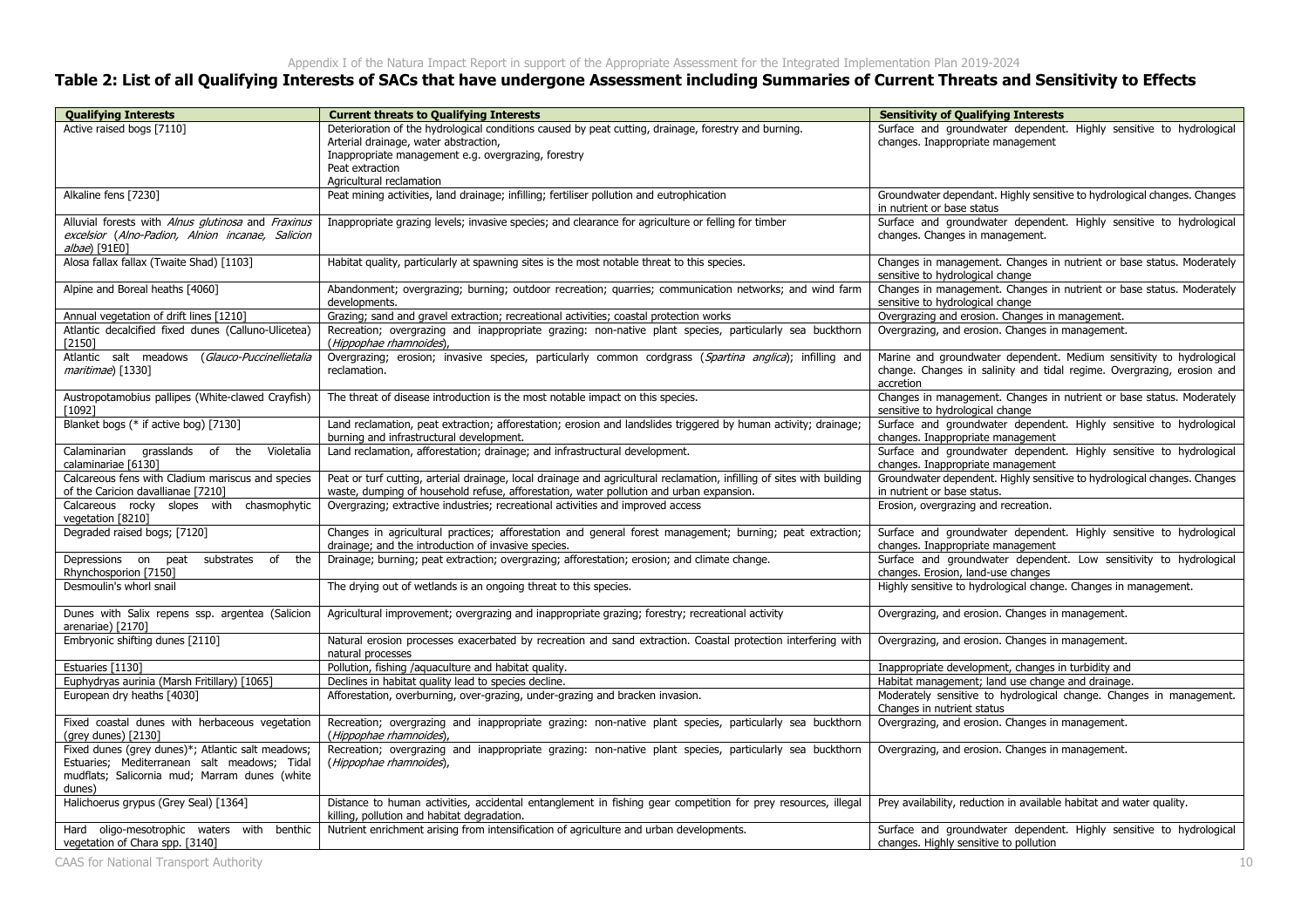## Table 2: List of all Qualifying Interests of SACs that have undergone Assessment including Summaries of Current Threats and Sensitivity to Effects

| Qualifying Interests | Current threats to Qualifying Interests | Sensitivity of Qualifying Interests |
|---|---|---|
| Active raised bogs [7110] | Deterioration of the hydrological conditions caused by peat cutting, drainage, forestry and burning.<br>Arterial drainage, water abstraction,<br>Inappropriate management e.g. overgrazing, forestry<br>Peat extraction<br>Agricultural reclamation | Surface and groundwater dependent. Highly sensitive to hydrological changes. Inappropriate management |
| Alkaline fens [7230] | Peat mining activities, land drainage; infilling; fertiliser pollution and eutrophication | Groundwater dependant. Highly sensitive to hydrological changes. Changes in nutrient or base status |
| Alluvial forests with *Alnus glutinosa* and *Fraxinus excelsior* (*Alno-Padion, Alnion incanae, Salicion albae*) [91E0] | Inappropriate grazing levels; invasive species; and clearance for agriculture or felling for timber | Surface and groundwater dependent. Highly sensitive to hydrological changes. Changes in management. |
| Alosa fallax fallax (Twaite Shad) [1103] | Habitat quality, particularly at spawning sites is the most notable threat to this species. | Changes in management. Changes in nutrient or base status. Moderately sensitive to hydrological change |
| Alpine and Boreal heaths [4060] | Abandonment; overgrazing; burning; outdoor recreation; quarries; communication networks; and wind farm developments. | Changes in management. Changes in nutrient or base status. Moderately sensitive to hydrological change |
| Annual vegetation of drift lines [1210] | Grazing; sand and gravel extraction; recreational activities; coastal protection works | Overgrazing and erosion. Changes in management. |
| Atlantic decalcified fixed dunes (Calluno-Ulicetea) [2150] | Recreation; overgrazing and inappropriate grazing: non-native plant species, particularly sea buckthorn (*Hippophae rhamnoides*), | Overgrazing, and erosion. Changes in management. |
| Atlantic salt meadows (*Glauco-Puccinellietalia maritimae*) [1330] | Overgrazing; erosion; invasive species, particularly common cordgrass (*Spartina anglica*); infilling and reclamation. | Marine and groundwater dependent. Medium sensitivity to hydrological change. Changes in salinity and tidal regime. Overgrazing, erosion and accretion |
| Austropotamobius pallipes (White-clawed Crayfish) [1092] | The threat of disease introduction is the most notable impact on this species. | Changes in management. Changes in nutrient or base status. Moderately sensitive to hydrological change |
| Blanket bogs (* if active bog) [7130] | Land reclamation, peat extraction; afforestation; erosion and landslides triggered by human activity; drainage; burning and infrastructural development. | Surface and groundwater dependent. Highly sensitive to hydrological changes. Inappropriate management |
| Calaminarian grasslands of the Violetalia calaminariae [6130] | Land reclamation, afforestation; drainage; and infrastructural development. | Surface and groundwater dependent. Highly sensitive to hydrological changes. Inappropriate management |
| Calcareous fens with Cladium mariscus and species of the Caricion davallianae [7210] | Peat or turf cutting, arterial drainage, local drainage and agricultural reclamation, infilling of sites with building waste, dumping of household refuse, afforestation, water pollution and urban expansion. | Groundwater dependent. Highly sensitive to hydrological changes. Changes in nutrient or base status. |
| Calcareous rocky slopes with chasmophytic vegetation [8210] | Overgrazing; extractive industries; recreational activities and improved access | Erosion, overgrazing and recreation. |
| Degraded raised bogs; [7120] | Changes in agricultural practices; afforestation and general forest management; burning; peat extraction; drainage; and the introduction of invasive species. | Surface and groundwater dependent. Highly sensitive to hydrological changes. Inappropriate management |
| Depressions on peat substrates of the Rhynchosporion [7150] | Drainage; burning; peat extraction; overgrazing; afforestation; erosion; and climate change. | Surface and groundwater dependent. Low sensitivity to hydrological changes. Erosion, land-use changes |
| Desmoulin's whorl snail | The drying out of wetlands is an ongoing threat to this species. | Highly sensitive to hydrological change. Changes in management. |
| Dunes with Salix repens ssp. argentea (Salicion arenariae) [2170] | Agricultural improvement; overgrazing and inappropriate grazing; forestry; recreational activity | Overgrazing, and erosion. Changes in management. |
| Embryonic shifting dunes [2110] | Natural erosion processes exacerbated by recreation and sand extraction. Coastal protection interfering with natural processes | Overgrazing, and erosion. Changes in management. |
| Estuaries [1130] | Pollution, fishing /aquaculture and habitat quality. | Inappropriate development, changes in turbidity and |
| Euphydryas aurinia (Marsh Fritillary) [1065] | Declines in habitat quality lead to species decline. | Habitat management; land use change and drainage. |
| European dry heaths [4030] | Afforestation, overburning, over-grazing, under-grazing and bracken invasion. | Moderately sensitive to hydrological change. Changes in management. Changes in nutrient status |
| Fixed coastal dunes with herbaceous vegetation (grey dunes) [2130] | Recreation; overgrazing and inappropriate grazing: non-native plant species, particularly sea buckthorn (*Hippophae rhamnoides*), | Overgrazing, and erosion. Changes in management. |
| Fixed dunes (grey dunes)*; Atlantic salt meadows; Estuaries; Mediterranean salt meadows; Tidal mudflats; Salicornia mud; Marram dunes (white dunes) | Recreation; overgrazing and inappropriate grazing: non-native plant species, particularly sea buckthorn (*Hippophae rhamnoides*), | Overgrazing, and erosion. Changes in management. |
| Halichoerus grypus (Grey Seal) [1364] | Distance to human activities, accidental entanglement in fishing gear competition for prey resources, illegal killing, pollution and habitat degradation. | Prey availability, reduction in available habitat and water quality. |
| Hard oligo-mesotrophic waters with benthic vegetation of Chara spp. [3140] | Nutrient enrichment arising from intensification of agriculture and urban developments. | Surface and groundwater dependent. Highly sensitive to hydrological changes. Highly sensitive to pollution |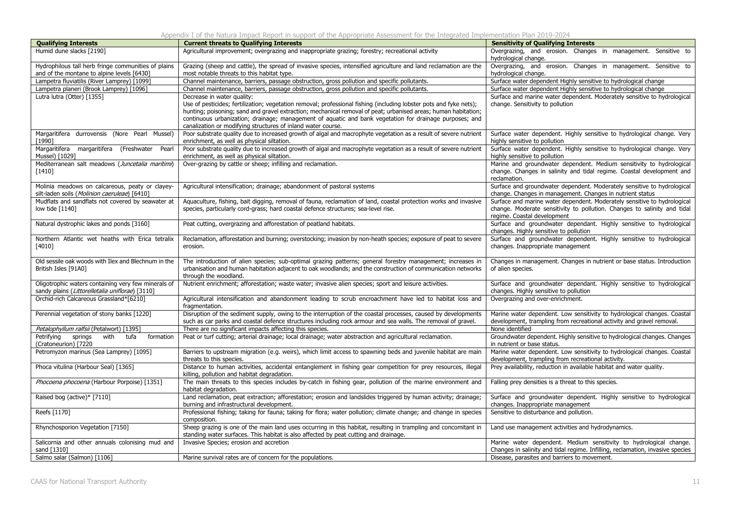| Qualifying Interests | Current threats to Qualifying Interests | Sensitivity of Qualifying Interests |
|---|---|---|
| Humid dune slacks [2190] | Agricultural improvement; overgrazing and inappropriate grazing; forestry; recreational activity | Overgrazing, and erosion. Changes in management. Sensitive to hydrological change. |
| Hydrophilous tall herb fringe communities of plains and of the montane to alpine levels [6430] | Grazing (sheep and cattle), the spread of invasive species, intensified agriculture and land reclamation are the most notable threats to this habitat type. | Overgrazing, and erosion. Changes in management. Sensitive to hydrological change. |
| Lampetra fluviatilis (River Lamprey) [1099] | Channel maintenance, barriers, passage obstruction, gross pollution and specific pollutants. | Surface water dependent Highly sensitive to hydrological change |
| Lampetra planeri (Brook Lamprey) [1096] | Channel maintenance, barriers, passage obstruction, gross pollution and specific pollutants. | Surface water dependent Highly sensitive to hydrological change |
| Lutra lutra (Otter) [1355] | Decrease in water quality: Use of pesticides; fertilization; vegetation removal; professional fishing (including lobster pots and fyke nets); hunting; poisoning; sand and gravel extraction; mechanical removal of peat; urbanised areas; human habitation; continuous urbanization; drainage; management of aquatic and bank vegetation for drainage purposes; and canalization or modifying structures of inland water course. | Surface and marine water dependent. Moderately sensitive to hydrological change. Sensitivity to pollution |
| Margaritifera durrovensis (Nore Pearl Mussel) [1990] | Poor substrate quality due to increased growth of algal and macrophyte vegetation as a result of severe nutrient enrichment, as well as physical siltation. | Surface water dependent. Highly sensitive to hydrological change. Very highly sensitive to pollution |
| Margaritifera margaritifera (Freshwater Pearl Mussel) [1029] | Poor substrate quality due to increased growth of algal and macrophyte vegetation as a result of severe nutrient enrichment, as well as physical siltation. | Surface water dependent. Highly sensitive to hydrological change. Very highly sensitive to pollution |
| Mediterranean salt meadows (*Juncetalia maritimi*) [1410] | Over-grazing by cattle or sheep; infilling and reclamation. | Marine and groundwater dependent. Medium sensitivity to hydrological change. Changes in salinity and tidal regime. Coastal development and reclamation. |
| Molinia meadows on calcareous, peaty or clayey-silt-laden soils (*Molinion caeruleae*) [6410] | Agricultural intensification; drainage; abandonment of pastoral systems | Surface and groundwater dependent. Moderately sensitive to hydrological change. Changes in management. Changes in nutrient status |
| Mudflats and sandflats not covered by seawater at low tide [1140] | Aquaculture, fishing, bait digging, removal of fauna, reclamation of land, coastal protection works and invasive species, particularly cord-grass; hard coastal defence structures; sea-level rise. | Surface and marine water dependent. Moderately sensitive to hydrological change. Moderate sensitivity to pollution. Changes to salinity and tidal regime. Coastal development |
| Natural dystrophic lakes and ponds [3160] | Peat cutting, overgrazing and afforestation of peatland habitats. | Surface and groundwater dependant. Highly sensitive to hydrological changes. Highly sensitive to pollution |
| Northern Atlantic wet heaths with Erica tetralix [4010] | Reclamation, afforestation and burning; overstocking; invasion by non-heath species; exposure of peat to severe erosion. | Surface and groundwater dependent. Highly sensitive to hydrological changes. Inappropriate management |
| Old sessile oak woods with Ilex and Blechnum in the British Isles [91A0] | The introduction of alien species; sub-optimal grazing patterns; general forestry management; increases in urbanisation and human habitation adjacent to oak woodlands; and the construction of communication networks through the woodland. | Changes in management. Changes in nutrient or base status. Introduction of alien species. |
| Oligotrophic waters containing very few minerals of sandy plains (*Littorelletalia uniflorae*) [3110] | Nutrient enrichment; afforestation; waste water; invasive alien species; sport and leisure activities. | Surface and groundwater dependant. Highly sensitive to hydrological changes. Highly sensitive to pollution |
| Orchid-rich Calcareous Grassland*[6210] | Agricultural intensification and abandonment leading to scrub encroachment have led to habitat loss and fragmentation. | Overgrazing and over-enrichment. |
| Perennial vegetation of stony banks [1220] | Disruption of the sediment supply, owing to the interruption of the coastal processes, caused by developments such as car parks and coastal defence structures including rock armour and sea walls. The removal of gravel. | Marine water dependent. Low sensitivity to hydrological changes. Coastal development, trampling from recreational activity and gravel removal. |
| *Petalophyllum ralfsii* (Petalwort) [1395] | There are no significant impacts affecting this species. | None identified |
| Petrifying springs with tufa formation (Cratoneurion) [7220 | Peat or turf cutting; arterial drainage; local drainage; water abstraction and agricultural reclamation. | Groundwater dependent. Highly sensitive to hydrological changes. Changes in nutrient or base status. |
| Petromyzon marinus (Sea Lamprey) [1095] | Barriers to upstream migration (e.g. weirs), which limit access to spawning beds and juvenile habitat are main threats to this species. | Marine water dependent. Low sensitivity to hydrological changes. Coastal development, trampling from recreational activity. |
| Phoca vitulina (Harbour Seal) [1365] | Distance to human activities, accidental entanglement in fishing gear competition for prey resources, illegal killing, pollution and habitat degradation. | Prey availability, reduction in available habitat and water quality. |
| *Phocoena phocoena* (Harbour Porpoise) [1351] | The main threats to this species includes by-catch in fishing gear, pollution of the marine environment and habitat degradation. | Falling prey densities is a threat to this species. |
| Raised bog (active)* [7110] | Land reclamation, peat extraction; afforestation; erosion and landslides triggered by human activity; drainage; burning and infrastructural development. | Surface and groundwater dependent. Highly sensitive to hydrological changes. Inappropriate management |
| Reefs [1170] | Professional fishing; taking for fauna; taking for flora; water pollution; climate change; and change in species composition. | Sensitive to disturbance and pollution. |
| Rhynchosporion Vegetation [7150] | Sheep grazing is one of the main land uses occurring in this habitat, resulting in trampling and concomitant in standing water surfaces. This habitat is also affected by peat cutting and drainage. | Land use management activities and hydrodynamics. |
| Salicornia and other annuals colonising mud and sand [1310] | Invasive Species; erosion and accretion | Marine water dependent. Medium sensitivity to hydrological change. Changes in salinity and tidal regime. Infilling, reclamation, invasive species |
| Salmo salar (Salmon) [1106] | Marine survival rates are of concern for the populations. | Disease, parasites and barriers to movement. |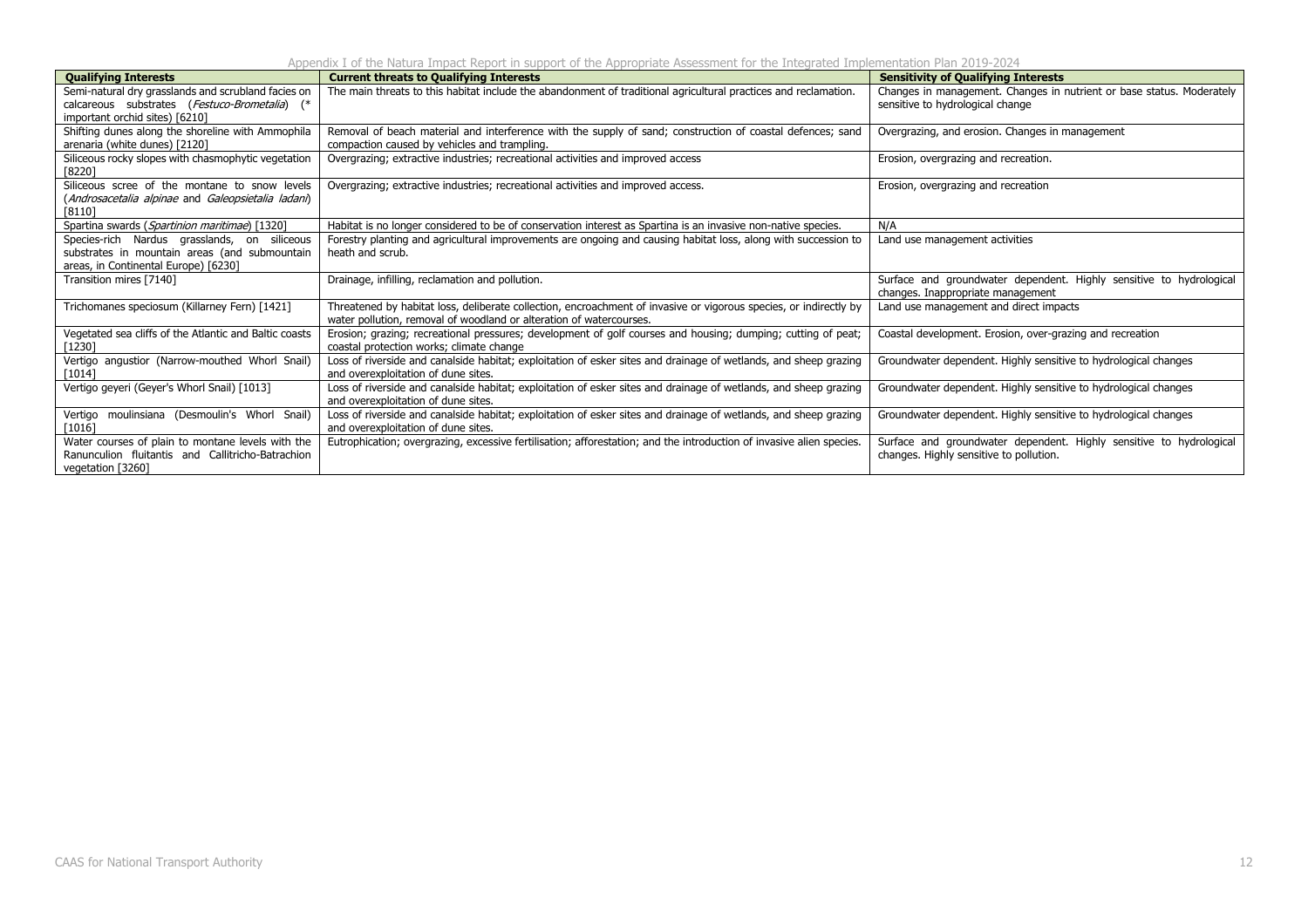| Qualifying Interests | Current threats to Qualifying Interests | Sensitivity of Qualifying Interests |
|---|---|---|
| Semi-natural dry grasslands and scrubland facies on calcareous substrates (*Festuco-Brometalia*) (* important orchid sites) [6210] | The main threats to this habitat include the abandonment of traditional agricultural practices and reclamation. | Changes in management. Changes in nutrient or base status. Moderately sensitive to hydrological change |
| Shifting dunes along the shoreline with Ammophila arenaria (white dunes) [2120] | Removal of beach material and interference with the supply of sand; construction of coastal defences; sand compaction caused by vehicles and trampling. | Overgrazing, and erosion. Changes in management |
| Siliceous rocky slopes with chasmophytic vegetation [8220] | Overgrazing; extractive industries; recreational activities and improved access | Erosion, overgrazing and recreation. |
| Siliceous scree of the montane to snow levels (*Androsacetalia alpinae* and *Galeopsietalia ladani*) [8110] | Overgrazing; extractive industries; recreational activities and improved access. | Erosion, overgrazing and recreation |
| Spartina swards (*Spartinion maritimae*) [1320] | Habitat is no longer considered to be of conservation interest as Spartina is an invasive non-native species. | N/A |
| Species-rich Nardus grasslands, on siliceous substrates in mountain areas (and submountain areas, in Continental Europe) [6230] | Forestry planting and agricultural improvements are ongoing and causing habitat loss, along with succession to heath and scrub. | Land use management activities |
| Transition mires [7140] | Drainage, infilling, reclamation and pollution. | Surface and groundwater dependent. Highly sensitive to hydrological changes. Inappropriate management |
| Trichomanes speciosum (Killarney Fern) [1421] | Threatened by habitat loss, deliberate collection, encroachment of invasive or vigorous species, or indirectly by water pollution, removal of woodland or alteration of watercourses. | Land use management and direct impacts |
| Vegetated sea cliffs of the Atlantic and Baltic coasts [1230] | Erosion; grazing; recreational pressures; development of golf courses and housing; dumping; cutting of peat; coastal protection works; climate change | Coastal development. Erosion, over-grazing and recreation |
| Vertigo angustior (Narrow-mouthed Whorl Snail) [1014] | Loss of riverside and canalside habitat; exploitation of esker sites and drainage of wetlands, and sheep grazing and overexploitation of dune sites. | Groundwater dependent. Highly sensitive to hydrological changes |
| Vertigo geyeri (Geyer's Whorl Snail) [1013] | Loss of riverside and canalside habitat; exploitation of esker sites and drainage of wetlands, and sheep grazing and overexploitation of dune sites. | Groundwater dependent. Highly sensitive to hydrological changes |
| Vertigo moulinsiana (Desmoulin's Whorl Snail) [1016] | Loss of riverside and canalside habitat; exploitation of esker sites and drainage of wetlands, and sheep grazing and overexploitation of dune sites. | Groundwater dependent. Highly sensitive to hydrological changes |
| Water courses of plain to montane levels with the Ranunculion fluitantis and Callitricho-Batrachion vegetation [3260] | Eutrophication; overgrazing, excessive fertilisation; afforestation; and the introduction of invasive alien species. | Surface and groundwater dependent. Highly sensitive to hydrological changes. Highly sensitive to pollution. |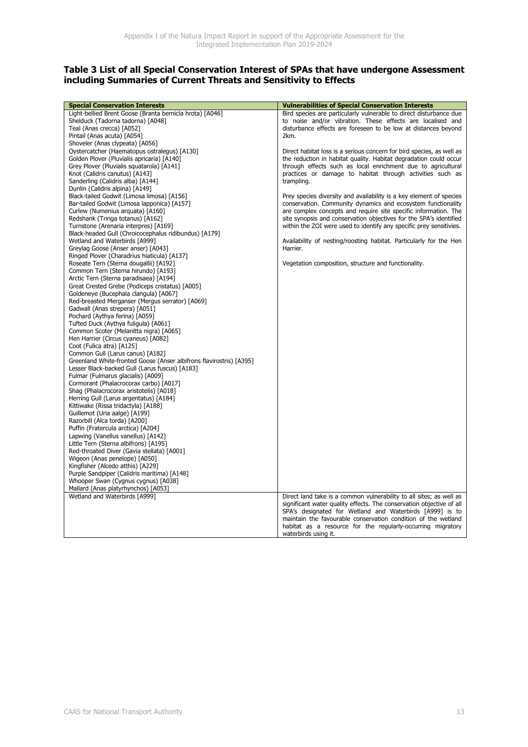## Table 3 List of all Special Conservation Interest of SPAs that have undergone Assessment including Summaries of Current Threats and Sensitivity to Effects

| Special Conservation Interests | Vulnerabilities of Special Conservation Interests |
|---|---|
| Light-bellied Brent Goose (Branta bernicla hrota) [A046]<br>Shelduck (Tadorna tadorna) [A048]<br>Teal (Anas crecca) [A052]<br>Pintail (Anas acuta) [A054]<br>Shoveler (Anas clypeata) [A056]<br>Oystercatcher (Haematopus ostralegus) [A130]<br>Golden Plover (Pluvialis apricaria) [A140]<br>Grey Plover (Pluvialis squatarola) [A141]<br>Knot (Calidris canutus) [A143]<br>Sanderling (Calidris alba) [A144]<br>Dunlin (Calidris alpina) [A149]<br>Black-tailed Godwit (Limosa limosa) [A156]<br>Bar-tailed Godwit (Limosa lapponica) [A157]<br>Curlew (Numenius arquata) [A160]<br>Redshank (Tringa totanus) [A162]<br>Turnstone (Arenaria interpres) [A169]<br>Black-headed Gull (Chroicocephalus ridibundus) [A179]<br>Wetland and Waterbirds [A999]<br>Greylag Goose (Anser anser) [A043]<br>Ringed Plover (Charadrius hiaticula) [A137]<br>Roseate Tern (Sterna dougallii) [A192]<br>Common Tern (Sterna hirundo) [A193]<br>Arctic Tern (Sterna paradisaea) [A194]<br>Great Crested Grebe (Podiceps cristatus) [A005]<br>Goldeneye (Bucephala clangula) [A067]<br>Red-breasted Merganser (Mergus serrator) [A069]<br>Gadwall (Anas strepera) [A051]<br>Pochard (Aythya ferina) [A059]<br>Tufted Duck (Aythya fuligula) [A061]<br>Common Scoter (Melanitta nigra) [A065]<br>Hen Harrier (Circus cyaneus) [A082]<br>Coot (Fulica atra) [A125]<br>Common Gull (Larus canus) [A182]<br>Greenland White-fronted Goose (Anser albifrons flavirostris) [A395]<br>Lesser Black-backed Gull (Larus fuscus) [A183]<br>Fulmar (Fulmarus glacialis) [A009]<br>Cormorant (Phalacrocorax carbo) [A017]<br>Shag (Phalacrocorax aristotelis) [A018]<br>Herring Gull (Larus argentatus) [A184]<br>Kittiwake (Rissa tridactyla) [A188]<br>Guillemot (Uria aalge) [A199]<br>Razorbill (Alca torda) [A200]<br>Puffin (Fratercula arctica) [A204]<br>Lapwing (Vanellus vanellus) [A142]<br>Little Tern (Sterna albifrons) [A195]<br>Red-throated Diver (Gavia stellata) [A001]<br>Wigeon (Anas penelope) [A050]<br>Kingfisher (Alcedo atthis) [A229]<br>Purple Sandpiper (Calidris maritima) [A148]<br>Whooper Swan (Cygnus cygnus) [A038]<br>Mallard (Anas platyrhynchos) [A053] | Bird species are particularly vulnerable to direct disturbance due to noise and/or vibration. These effects are localised and disturbance effects are foreseen to be low at distances beyond 2km.<br><br>Direct habitat loss is a serious concern for bird species, as well as the reduction in habitat quality. Habitat degradation could occur through effects such as local enrichment due to agricultural practices or damage to habitat through activities such as trampling.<br><br>Prey species diversity and availability is a key element of species conservation. Community dynamics and ecosystem functionality are complex concepts and require site specific information. The site synopsis and conservation objectives for the SPA's identified within the ZOI were used to identify any specific prey sensitivities.<br><br>Availability of nesting/roosting habitat. Particularly for the Hen Harrier.<br><br>Vegetation composition, structure and functionality. |
| Wetland and Waterbirds [A999] | Direct land take is a common vulnerability to all sites; as well as significant water quality effects. The conservation objective of all SPA's designated for Wetland and Waterbirds [A999] is to maintain the favourable conservation condition of the wetland habitat as a resource for the regularly-occurring migratory waterbirds using it. |